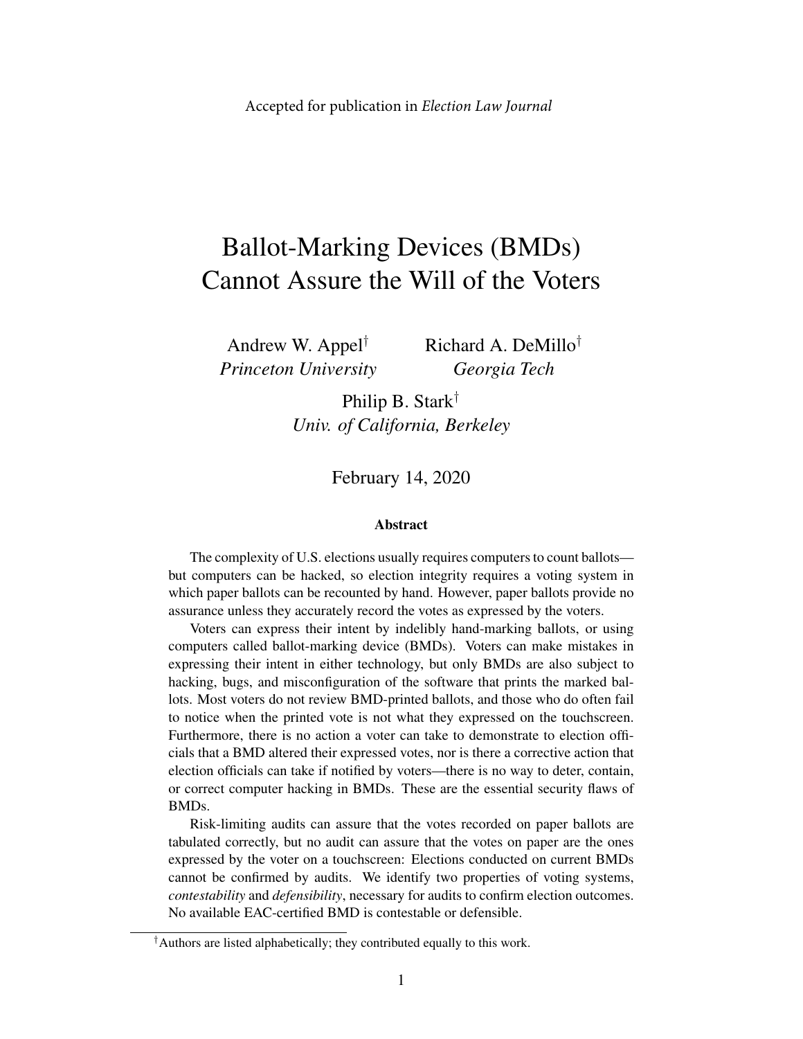Accepted for publication in *Election Law Journal*

# Ballot-Marking Devices (BMDs) Cannot Assure the Will of the Voters

Andrew W. Appel[†]
*Princeton University*

Richard A. DeMillo[†]
*Georgia Tech*

Philip B. Stark[†]
*Univ. of California, Berkeley*

February 14, 2020

### Abstract

The complexity of U.S. elections usually requires computers to count ballots—but computers can be hacked, so election integrity requires a voting system in which paper ballots can be recounted by hand. However, paper ballots provide no assurance unless they accurately record the votes as expressed by the voters.

Voters can express their intent by indelibly hand-marking ballots, or using computers called ballot-marking device (BMDs). Voters can make mistakes in expressing their intent in either technology, but only BMDs are also subject to hacking, bugs, and misconfiguration of the software that prints the marked ballots. Most voters do not review BMD-printed ballots, and those who do often fail to notice when the printed vote is not what they expressed on the touchscreen. Furthermore, there is no action a voter can take to demonstrate to election officials that a BMD altered their expressed votes, nor is there a corrective action that election officials can take if notified by voters—there is no way to deter, contain, or correct computer hacking in BMDs. These are the essential security flaws of BMDs.

Risk-limiting audits can assure that the votes recorded on paper ballots are tabulated correctly, but no audit can assure that the votes on paper are the ones expressed by the voter on a touchscreen: Elections conducted on current BMDs cannot be confirmed by audits. We identify two properties of voting systems, *contestability* and *defensibility*, necessary for audits to confirm election outcomes. No available EAC-certified BMD is contestable or defensible.

[†]Authors are listed alphabetically; they contributed equally to this work.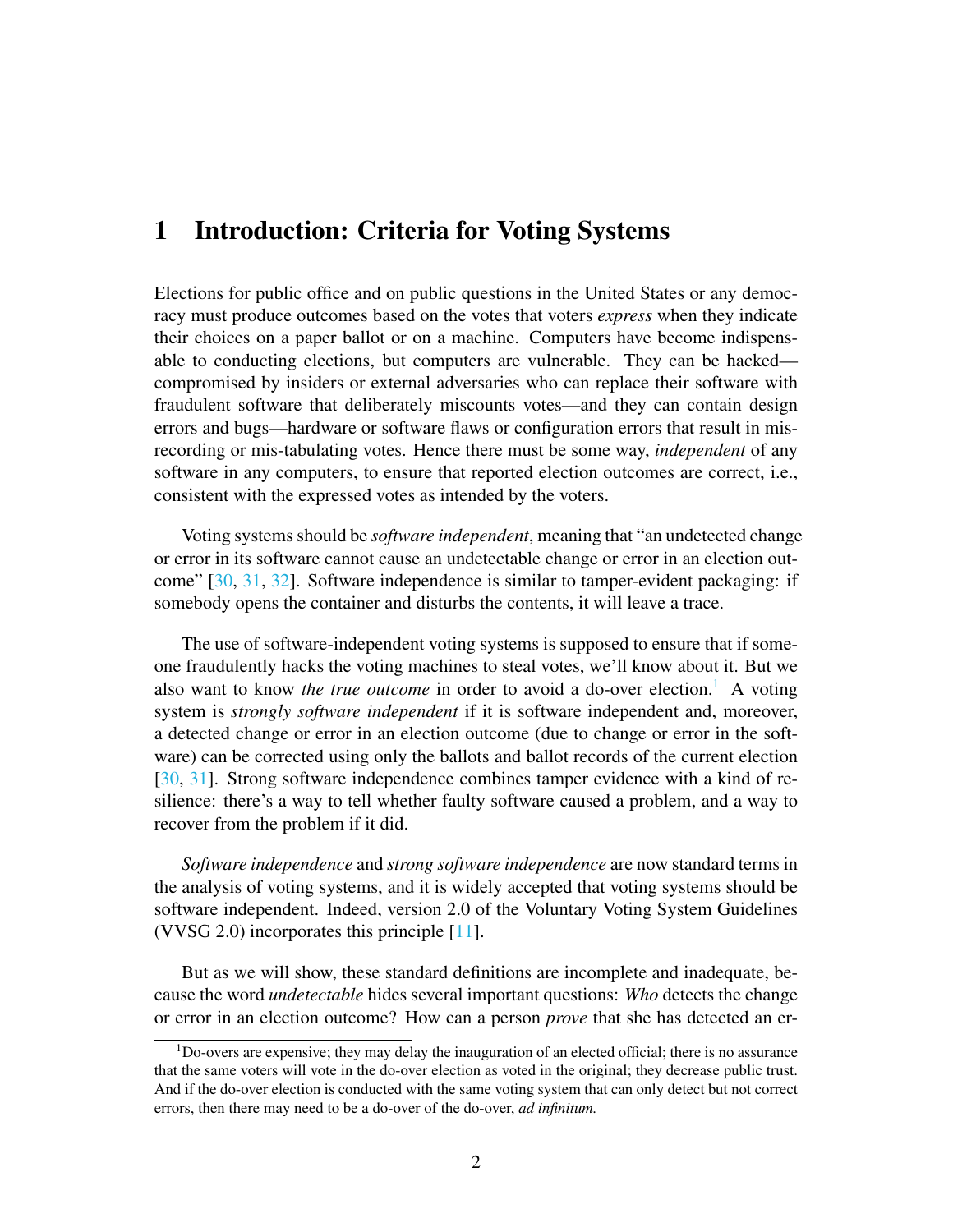# 1 Introduction: Criteria for Voting Systems

Elections for public office and on public questions in the United States or any democracy must produce outcomes based on the votes that voters *express* when they indicate their choices on a paper ballot or on a machine. Computers have become indispensable to conducting elections, but computers are vulnerable. They can be hacked—compromised by insiders or external adversaries who can replace their software with fraudulent software that deliberately miscounts votes—and they can contain design errors and bugs—hardware or software flaws or configuration errors that result in mis-recording or mis-tabulating votes. Hence there must be some way, *independent* of any software in any computers, to ensure that reported election outcomes are correct, i.e., consistent with the expressed votes as intended by the voters.

Voting systems should be *software independent*, meaning that "an undetected change or error in its software cannot cause an undetectable change or error in an election outcome" [30, 31, 32]. Software independence is similar to tamper-evident packaging: if somebody opens the container and disturbs the contents, it will leave a trace.

The use of software-independent voting systems is supposed to ensure that if someone fraudulently hacks the voting machines to steal votes, we'll know about it. But we also want to know *the true outcome* in order to avoid a do-over election.[1] A voting system is *strongly software independent* if it is software independent and, moreover, a detected change or error in an election outcome (due to change or error in the software) can be corrected using only the ballots and ballot records of the current election [30, 31]. Strong software independence combines tamper evidence with a kind of resilience: there's a way to tell whether faulty software caused a problem, and a way to recover from the problem if it did.

*Software independence* and *strong software independence* are now standard terms in the analysis of voting systems, and it is widely accepted that voting systems should be software independent. Indeed, version 2.0 of the Voluntary Voting System Guidelines (VVSG 2.0) incorporates this principle [11].

But as we will show, these standard definitions are incomplete and inadequate, because the word *undetectable* hides several important questions: *Who* detects the change or error in an election outcome? How can a person *prove* that she has detected an er-

[1] Do-overs are expensive; they may delay the inauguration of an elected official; there is no assurance that the same voters will vote in the do-over election as voted in the original; they decrease public trust. And if the do-over election is conducted with the same voting system that can only detect but not correct errors, then there may need to be a do-over of the do-over, *ad infinitum.*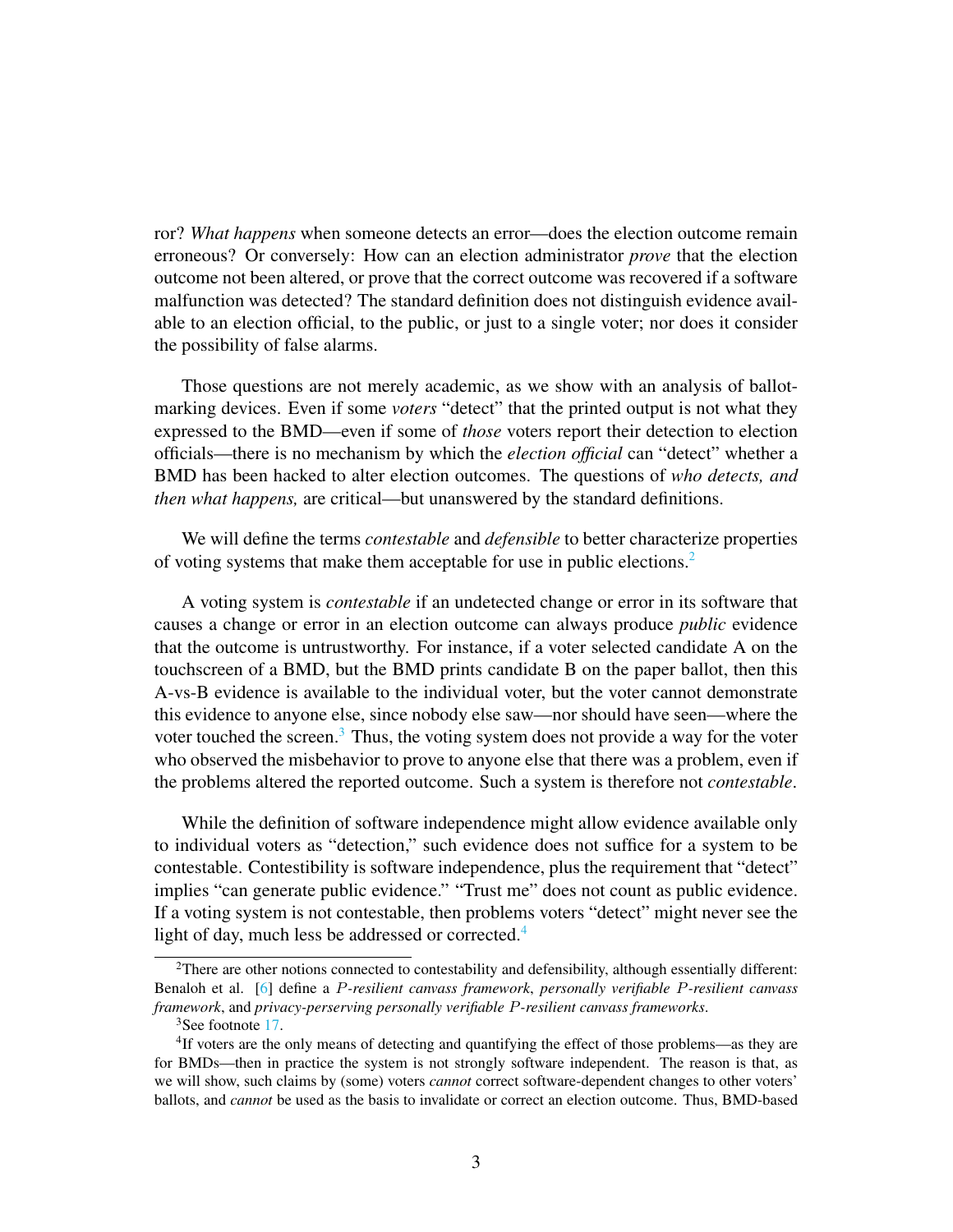ror? *What happens* when someone detects an error—does the election outcome remain erroneous? Or conversely: How can an election administrator *prove* that the election outcome not been altered, or prove that the correct outcome was recovered if a software malfunction was detected? The standard definition does not distinguish evidence available to an election official, to the public, or just to a single voter; nor does it consider the possibility of false alarms.

Those questions are not merely academic, as we show with an analysis of ballot-marking devices. Even if some *voters* "detect" that the printed output is not what they expressed to the BMD—even if some of *those* voters report their detection to election officials—there is no mechanism by which the *election official* can "detect" whether a BMD has been hacked to alter election outcomes. The questions of *who detects, and then what happens,* are critical—but unanswered by the standard definitions.

We will define the terms *contestable* and *defensible* to better characterize properties of voting systems that make them acceptable for use in public elections.[2]

A voting system is *contestable* if an undetected change or error in its software that causes a change or error in an election outcome can always produce *public* evidence that the outcome is untrustworthy. For instance, if a voter selected candidate A on the touchscreen of a BMD, but the BMD prints candidate B on the paper ballot, then this A-vs-B evidence is available to the individual voter, but the voter cannot demonstrate this evidence to anyone else, since nobody else saw—nor should have seen—where the voter touched the screen.[3] Thus, the voting system does not provide a way for the voter who observed the misbehavior to prove to anyone else that there was a problem, even if the problems altered the reported outcome. Such a system is therefore not *contestable*.

While the definition of software independence might allow evidence available only to individual voters as "detection," such evidence does not suffice for a system to be contestable. Contestibility is software independence, plus the requirement that "detect" implies "can generate public evidence." "Trust me" does not count as public evidence. If a voting system is not contestable, then problems voters "detect" might never see the light of day, much less be addressed or corrected.[4]

---

[2] There are other notions connected to contestability and defensibility, although essentially different: Benaloh et al. [6] define a *P-resilient canvass framework*, *personally verifiable P-resilient canvass framework*, and *privacy-perserving personally verifiable P-resilient canvass frameworks*.

[3] See footnote 17.

[4] If voters are the only means of detecting and quantifying the effect of those problems—as they are for BMDs—then in practice the system is not strongly software independent. The reason is that, as we will show, such claims by (some) voters *cannot* correct software-dependent changes to other voters' ballots, and *cannot* be used as the basis to invalidate or correct an election outcome. Thus, BMD-based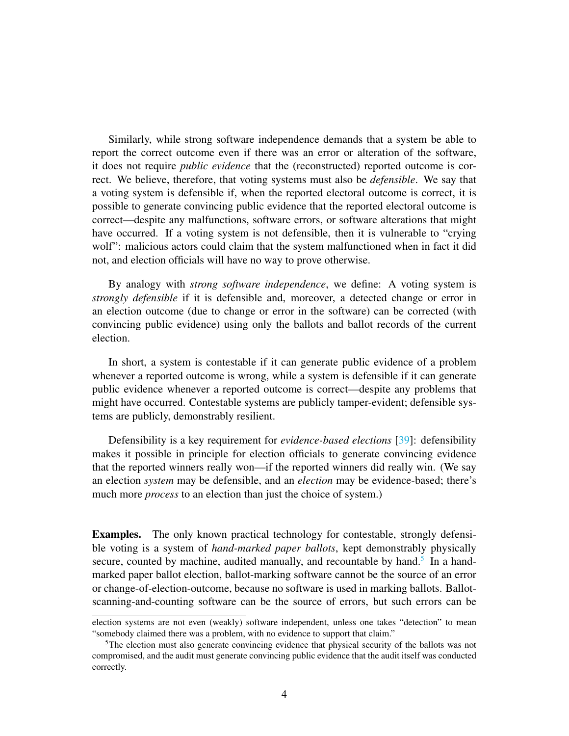Similarly, while strong software independence demands that a system be able to report the correct outcome even if there was an error or alteration of the software, it does not require *public evidence* that the (reconstructed) reported outcome is correct. We believe, therefore, that voting systems must also be *defensible*. We say that a voting system is defensible if, when the reported electoral outcome is correct, it is possible to generate convincing public evidence that the reported electoral outcome is correct—despite any malfunctions, software errors, or software alterations that might have occurred. If a voting system is not defensible, then it is vulnerable to "crying wolf": malicious actors could claim that the system malfunctioned when in fact it did not, and election officials will have no way to prove otherwise.

By analogy with *strong software independence*, we define: A voting system is *strongly defensible* if it is defensible and, moreover, a detected change or error in an election outcome (due to change or error in the software) can be corrected (with convincing public evidence) using only the ballots and ballot records of the current election.

In short, a system is contestable if it can generate public evidence of a problem whenever a reported outcome is wrong, while a system is defensible if it can generate public evidence whenever a reported outcome is correct—despite any problems that might have occurred. Contestable systems are publicly tamper-evident; defensible systems are publicly, demonstrably resilient.

Defensibility is a key requirement for *evidence-based elections* [39]: defensibility makes it possible in principle for election officials to generate convincing evidence that the reported winners really won—if the reported winners did really win. (We say an election *system* may be defensible, and an *election* may be evidence-based; there's much more *process* to an election than just the choice of system.)

**Examples.** The only known practical technology for contestable, strongly defensible voting is a system of *hand-marked paper ballots*, kept demonstrably physically secure, counted by machine, audited manually, and recountable by hand.[5] In a hand-marked paper ballot election, ballot-marking software cannot be the source of an error or change-of-election-outcome, because no software is used in marking ballots. Ballot-scanning-and-counting software can be the source of errors, but such errors can be

election systems are not even (weakly) software independent, unless one takes "detection" to mean "somebody claimed there was a problem, with no evidence to support that claim."

[5]The election must also generate convincing evidence that physical security of the ballots was not compromised, and the audit must generate convincing public evidence that the audit itself was conducted correctly.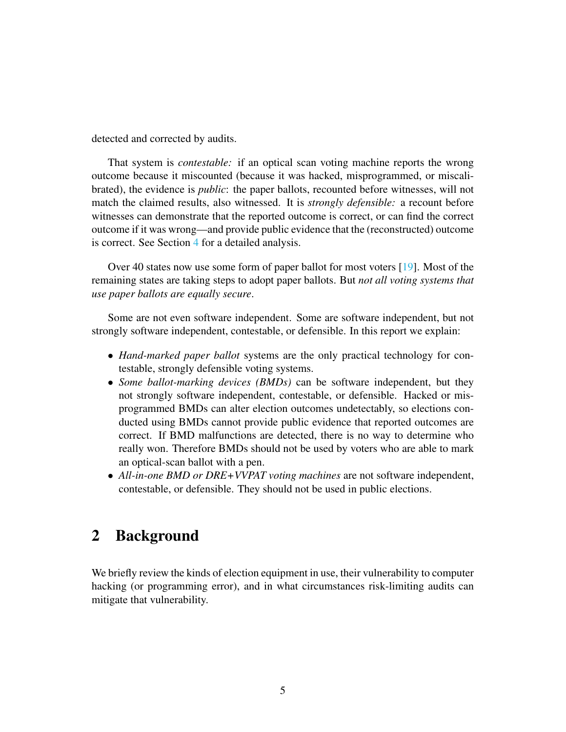detected and corrected by audits.

That system is *contestable:* if an optical scan voting machine reports the wrong outcome because it miscounted (because it was hacked, misprogrammed, or miscalibrated), the evidence is *public*: the paper ballots, recounted before witnesses, will not match the claimed results, also witnessed. It is *strongly defensible:* a recount before witnesses can demonstrate that the reported outcome is correct, or can find the correct outcome if it was wrong—and provide public evidence that the (reconstructed) outcome is correct. See Section 4 for a detailed analysis.

Over 40 states now use some form of paper ballot for most voters [19]. Most of the remaining states are taking steps to adopt paper ballots. But *not all voting systems that use paper ballots are equally secure*.

Some are not even software independent. Some are software independent, but not strongly software independent, contestable, or defensible. In this report we explain:

- *Hand-marked paper ballot* systems are the only practical technology for contestable, strongly defensible voting systems.
- *Some ballot-marking devices (BMDs)* can be software independent, but they not strongly software independent, contestable, or defensible. Hacked or misprogrammed BMDs can alter election outcomes undetectably, so elections conducted using BMDs cannot provide public evidence that reported outcomes are correct. If BMD malfunctions are detected, there is no way to determine who really won. Therefore BMDs should not be used by voters who are able to mark an optical-scan ballot with a pen.
- *All-in-one BMD or DRE+VVPAT voting machines* are not software independent, contestable, or defensible. They should not be used in public elections.

## 2 Background

We briefly review the kinds of election equipment in use, their vulnerability to computer hacking (or programming error), and in what circumstances risk-limiting audits can mitigate that vulnerability.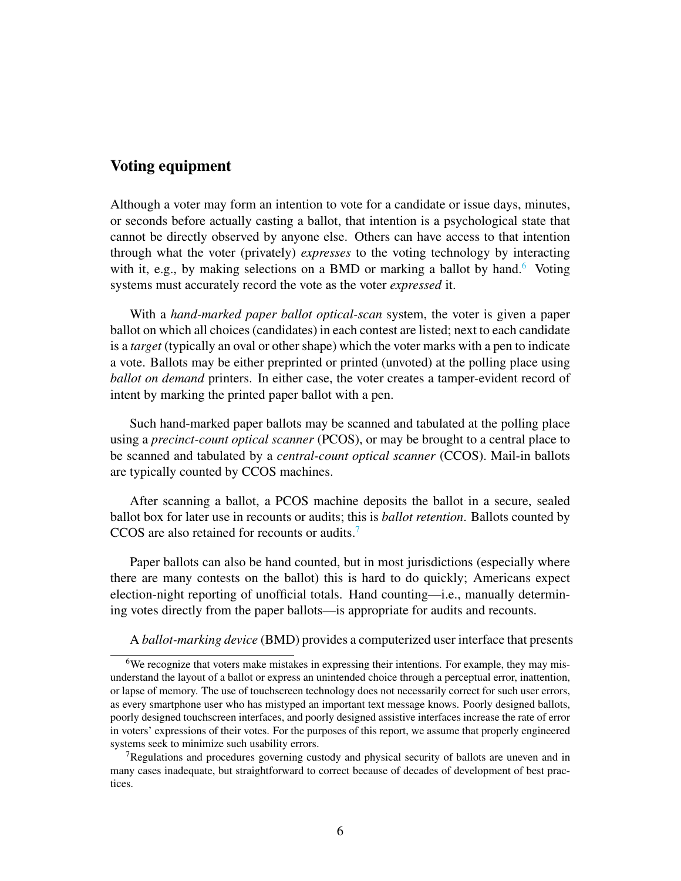## Voting equipment

Although a voter may form an intention to vote for a candidate or issue days, minutes, or seconds before actually casting a ballot, that intention is a psychological state that cannot be directly observed by anyone else. Others can have access to that intention through what the voter (privately) *expresses* to the voting technology by interacting with it, e.g., by making selections on a BMD or marking a ballot by hand.[6] Voting systems must accurately record the vote as the voter *expressed* it.

With a *hand-marked paper ballot optical-scan* system, the voter is given a paper ballot on which all choices (candidates) in each contest are listed; next to each candidate is a *target* (typically an oval or other shape) which the voter marks with a pen to indicate a vote. Ballots may be either preprinted or printed (unvoted) at the polling place using *ballot on demand* printers. In either case, the voter creates a tamper-evident record of intent by marking the printed paper ballot with a pen.

Such hand-marked paper ballots may be scanned and tabulated at the polling place using a *precinct-count optical scanner* (PCOS), or may be brought to a central place to be scanned and tabulated by a *central-count optical scanner* (CCOS). Mail-in ballots are typically counted by CCOS machines.

After scanning a ballot, a PCOS machine deposits the ballot in a secure, sealed ballot box for later use in recounts or audits; this is *ballot retention*. Ballots counted by CCOS are also retained for recounts or audits.[7]

Paper ballots can also be hand counted, but in most jurisdictions (especially where there are many contests on the ballot) this is hard to do quickly; Americans expect election-night reporting of unofficial totals. Hand counting—i.e., manually determining votes directly from the paper ballots—is appropriate for audits and recounts.

A *ballot-marking device* (BMD) provides a computerized user interface that presents

[6] We recognize that voters make mistakes in expressing their intentions. For example, they may misunderstand the layout of a ballot or express an unintended choice through a perceptual error, inattention, or lapse of memory. The use of touchscreen technology does not necessarily correct for such user errors, as every smartphone user who has mistyped an important text message knows. Poorly designed ballots, poorly designed touchscreen interfaces, and poorly designed assistive interfaces increase the rate of error in voters' expressions of their votes. For the purposes of this report, we assume that properly engineered systems seek to minimize such usability errors.

[7] Regulations and procedures governing custody and physical security of ballots are uneven and in many cases inadequate, but straightforward to correct because of decades of development of best practices.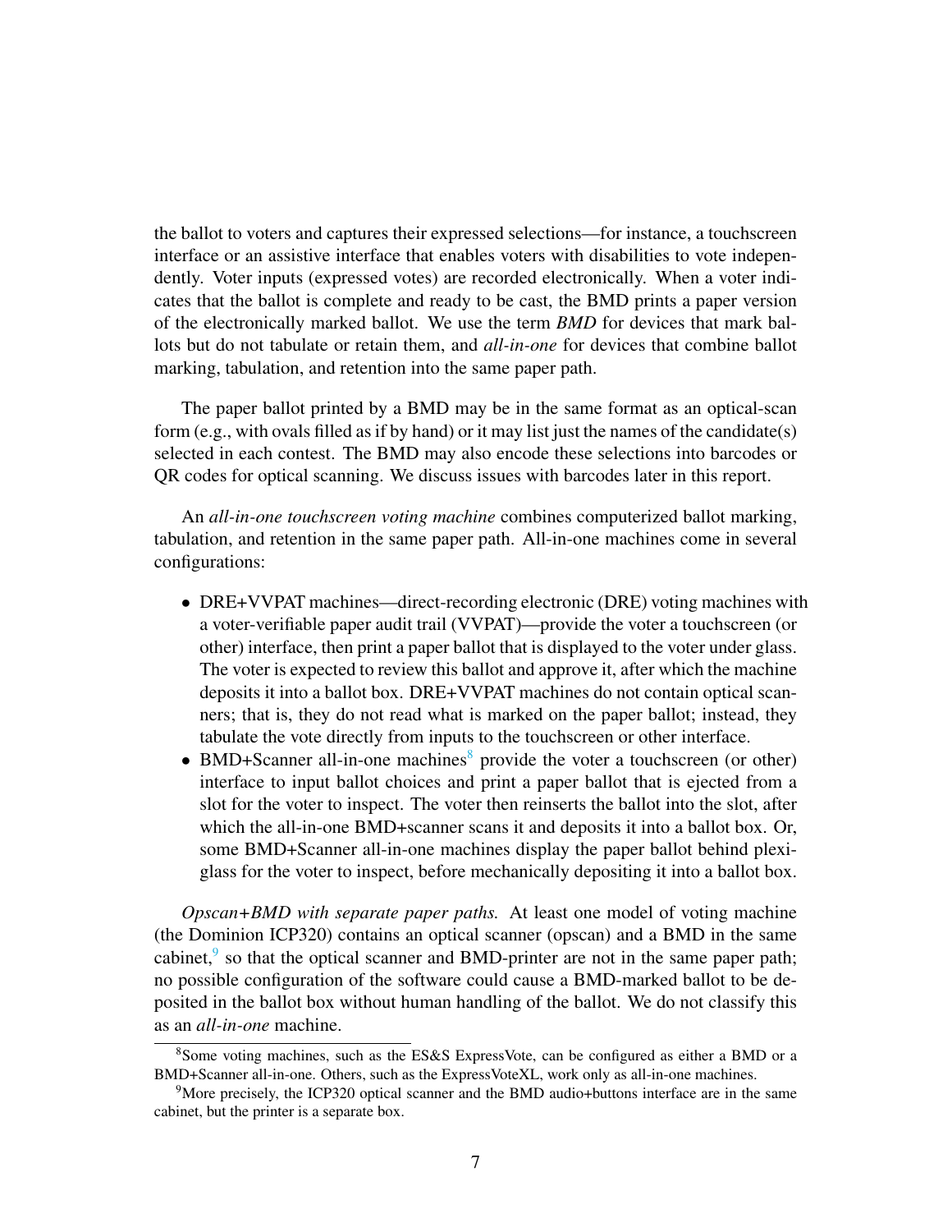the ballot to voters and captures their expressed selections—for instance, a touchscreen interface or an assistive interface that enables voters with disabilities to vote independently. Voter inputs (expressed votes) are recorded electronically. When a voter indicates that the ballot is complete and ready to be cast, the BMD prints a paper version of the electronically marked ballot. We use the term *BMD* for devices that mark ballots but do not tabulate or retain them, and *all-in-one* for devices that combine ballot marking, tabulation, and retention into the same paper path.

The paper ballot printed by a BMD may be in the same format as an optical-scan form (e.g., with ovals filled as if by hand) or it may list just the names of the candidate(s) selected in each contest. The BMD may also encode these selections into barcodes or QR codes for optical scanning. We discuss issues with barcodes later in this report.

An *all-in-one touchscreen voting machine* combines computerized ballot marking, tabulation, and retention in the same paper path. All-in-one machines come in several configurations:

- DRE+VVPAT machines—direct-recording electronic (DRE) voting machines with a voter-verifiable paper audit trail (VVPAT)—provide the voter a touchscreen (or other) interface, then print a paper ballot that is displayed to the voter under glass. The voter is expected to review this ballot and approve it, after which the machine deposits it into a ballot box. DRE+VVPAT machines do not contain optical scanners; that is, they do not read what is marked on the paper ballot; instead, they tabulate the vote directly from inputs to the touchscreen or other interface.
- BMD+Scanner all-in-one machines[8] provide the voter a touchscreen (or other) interface to input ballot choices and print a paper ballot that is ejected from a slot for the voter to inspect. The voter then reinserts the ballot into the slot, after which the all-in-one BMD+scanner scans it and deposits it into a ballot box. Or, some BMD+Scanner all-in-one machines display the paper ballot behind plexiglass for the voter to inspect, before mechanically depositing it into a ballot box.

*Opscan+BMD with separate paper paths.* At least one model of voting machine (the Dominion ICP320) contains an optical scanner (opscan) and a BMD in the same cabinet,[9] so that the optical scanner and BMD-printer are not in the same paper path; no possible configuration of the software could cause a BMD-marked ballot to be deposited in the ballot box without human handling of the ballot. We do not classify this as an *all-in-one* machine.

[8] Some voting machines, such as the ES&S ExpressVote, can be configured as either a BMD or a BMD+Scanner all-in-one. Others, such as the ExpressVoteXL, work only as all-in-one machines.

[9] More precisely, the ICP320 optical scanner and the BMD audio+buttons interface are in the same cabinet, but the printer is a separate box.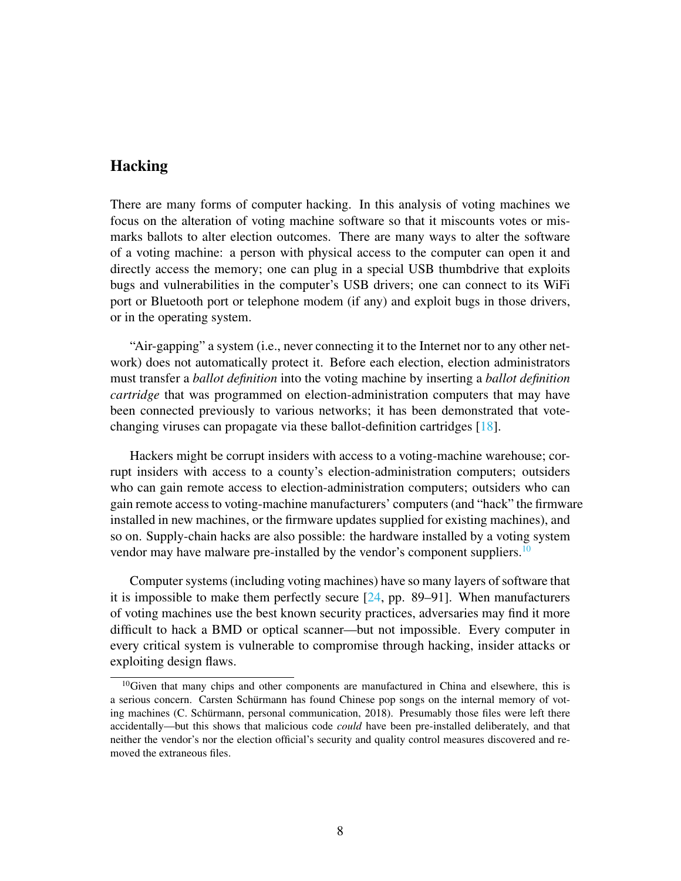## Hacking

There are many forms of computer hacking. In this analysis of voting machines we focus on the alteration of voting machine software so that it miscounts votes or mis-marks ballots to alter election outcomes. There are many ways to alter the software of a voting machine: a person with physical access to the computer can open it and directly access the memory; one can plug in a special USB thumbdrive that exploits bugs and vulnerabilities in the computer's USB drivers; one can connect to its WiFi port or Bluetooth port or telephone modem (if any) and exploit bugs in those drivers, or in the operating system.

"Air-gapping" a system (i.e., never connecting it to the Internet nor to any other network) does not automatically protect it. Before each election, election administrators must transfer a *ballot definition* into the voting machine by inserting a *ballot definition cartridge* that was programmed on election-administration computers that may have been connected previously to various networks; it has been demonstrated that vote-changing viruses can propagate via these ballot-definition cartridges [18].

Hackers might be corrupt insiders with access to a voting-machine warehouse; corrupt insiders with access to a county's election-administration computers; outsiders who can gain remote access to election-administration computers; outsiders who can gain remote access to voting-machine manufacturers' computers (and "hack" the firmware installed in new machines, or the firmware updates supplied for existing machines), and so on. Supply-chain hacks are also possible: the hardware installed by a voting system vendor may have malware pre-installed by the vendor's component suppliers.[10]

Computer systems (including voting machines) have so many layers of software that it is impossible to make them perfectly secure [24, pp. 89–91]. When manufacturers of voting machines use the best known security practices, adversaries may find it more difficult to hack a BMD or optical scanner—but not impossible. Every computer in every critical system is vulnerable to compromise through hacking, insider attacks or exploiting design flaws.

[10] Given that many chips and other components are manufactured in China and elsewhere, this is a serious concern. Carsten Schürmann has found Chinese pop songs on the internal memory of voting machines (C. Schürmann, personal communication, 2018). Presumably those files were left there accidentally—but this shows that malicious code *could* have been pre-installed deliberately, and that neither the vendor's nor the election official's security and quality control measures discovered and removed the extraneous files.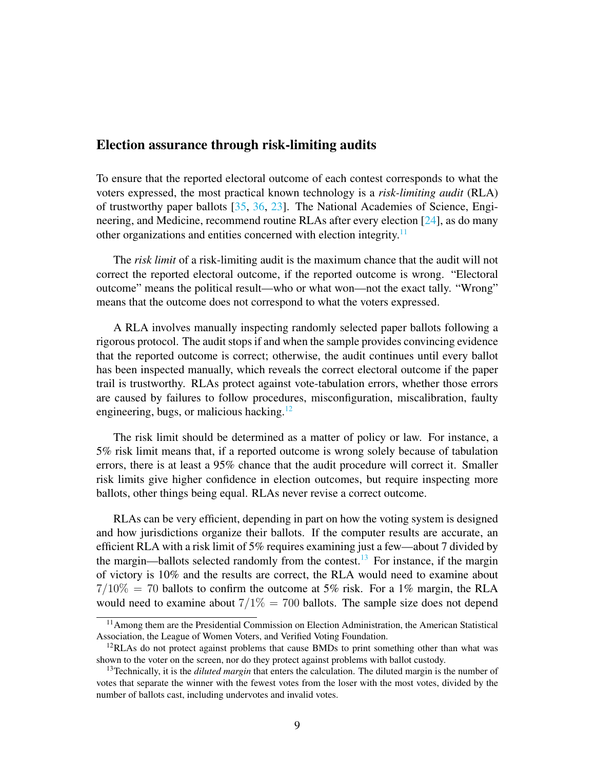## Election assurance through risk-limiting audits

To ensure that the reported electoral outcome of each contest corresponds to what the voters expressed, the most practical known technology is a *risk-limiting audit* (RLA) of trustworthy paper ballots [35, 36, 23]. The National Academies of Science, Engineering, and Medicine, recommend routine RLAs after every election [24], as do many other organizations and entities concerned with election integrity.[11]

The *risk limit* of a risk-limiting audit is the maximum chance that the audit will not correct the reported electoral outcome, if the reported outcome is wrong. "Electoral outcome" means the political result—who or what won—not the exact tally. "Wrong" means that the outcome does not correspond to what the voters expressed.

A RLA involves manually inspecting randomly selected paper ballots following a rigorous protocol. The audit stops if and when the sample provides convincing evidence that the reported outcome is correct; otherwise, the audit continues until every ballot has been inspected manually, which reveals the correct electoral outcome if the paper trail is trustworthy. RLAs protect against vote-tabulation errors, whether those errors are caused by failures to follow procedures, misconfiguration, miscalibration, faulty engineering, bugs, or malicious hacking.[12]

The risk limit should be determined as a matter of policy or law. For instance, a 5% risk limit means that, if a reported outcome is wrong solely because of tabulation errors, there is at least a 95% chance that the audit procedure will correct it. Smaller risk limits give higher confidence in election outcomes, but require inspecting more ballots, other things being equal. RLAs never revise a correct outcome.

RLAs can be very efficient, depending in part on how the voting system is designed and how jurisdictions organize their ballots. If the computer results are accurate, an efficient RLA with a risk limit of 5% requires examining just a few—about 7 divided by the margin—ballots selected randomly from the contest.[13] For instance, if the margin of victory is 10% and the results are correct, the RLA would need to examine about $7/10\% = 70$ ballots to confirm the outcome at 5% risk. For a 1% margin, the RLA would need to examine about $7/1\% = 700$ ballots. The sample size does not depend

---

[11] Among them are the Presidential Commission on Election Administration, the American Statistical Association, the League of Women Voters, and Verified Voting Foundation.

[12] RLAs do not protect against problems that cause BMDs to print something other than what was shown to the voter on the screen, nor do they protect against problems with ballot custody.

[13] Technically, it is the *diluted margin* that enters the calculation. The diluted margin is the number of votes that separate the winner with the fewest votes from the loser with the most votes, divided by the number of ballots cast, including undervotes and invalid votes.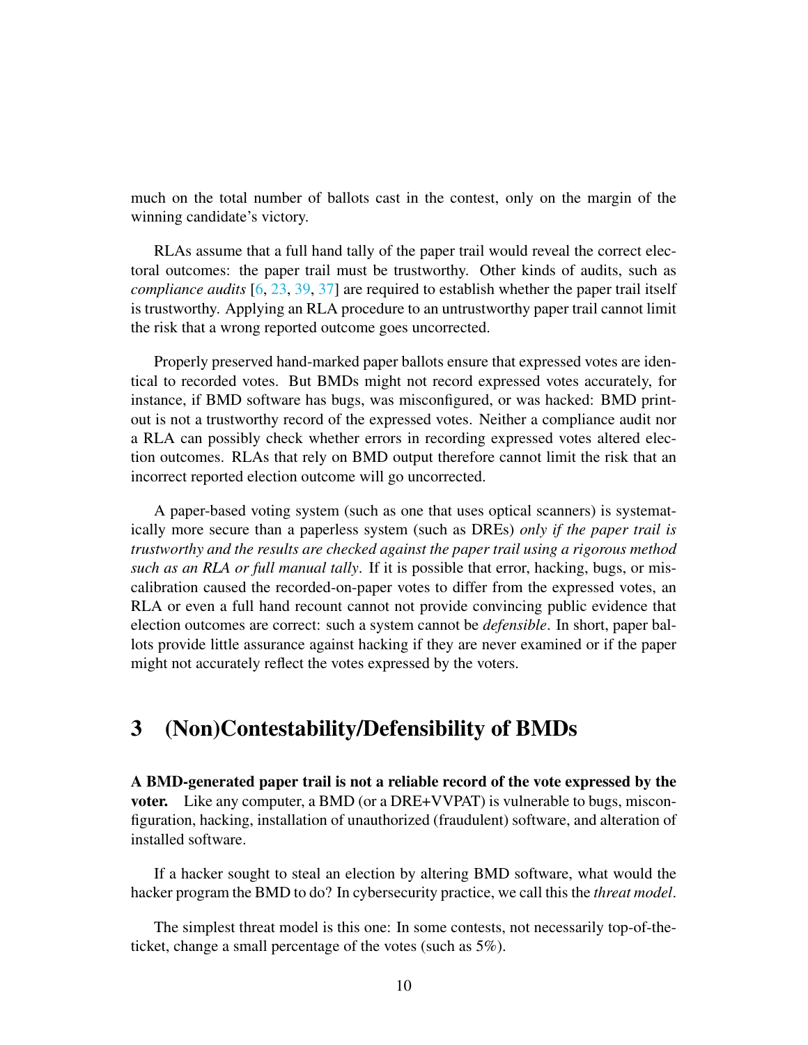much on the total number of ballots cast in the contest, only on the margin of the winning candidate's victory.

RLAs assume that a full hand tally of the paper trail would reveal the correct electoral outcomes: the paper trail must be trustworthy. Other kinds of audits, such as *compliance audits* [6, 23, 39, 37] are required to establish whether the paper trail itself is trustworthy. Applying an RLA procedure to an untrustworthy paper trail cannot limit the risk that a wrong reported outcome goes uncorrected.

Properly preserved hand-marked paper ballots ensure that expressed votes are identical to recorded votes. But BMDs might not record expressed votes accurately, for instance, if BMD software has bugs, was misconfigured, or was hacked: BMD printout is not a trustworthy record of the expressed votes. Neither a compliance audit nor a RLA can possibly check whether errors in recording expressed votes altered election outcomes. RLAs that rely on BMD output therefore cannot limit the risk that an incorrect reported election outcome will go uncorrected.

A paper-based voting system (such as one that uses optical scanners) is systematically more secure than a paperless system (such as DREs) *only if the paper trail is trustworthy and the results are checked against the paper trail using a rigorous method such as an RLA or full manual tally*. If it is possible that error, hacking, bugs, or miscalibration caused the recorded-on-paper votes to differ from the expressed votes, an RLA or even a full hand recount cannot not provide convincing public evidence that election outcomes are correct: such a system cannot be *defensible*. In short, paper ballots provide little assurance against hacking if they are never examined or if the paper might not accurately reflect the votes expressed by the voters.

# 3 (Non)Contestability/Defensibility of BMDs

**A BMD-generated paper trail is not a reliable record of the vote expressed by the voter.** Like any computer, a BMD (or a DRE+VVPAT) is vulnerable to bugs, misconfiguration, hacking, installation of unauthorized (fraudulent) software, and alteration of installed software.

If a hacker sought to steal an election by altering BMD software, what would the hacker program the BMD to do? In cybersecurity practice, we call this the *threat model*.

The simplest threat model is this one: In some contests, not necessarily top-of-the-ticket, change a small percentage of the votes (such as 5%).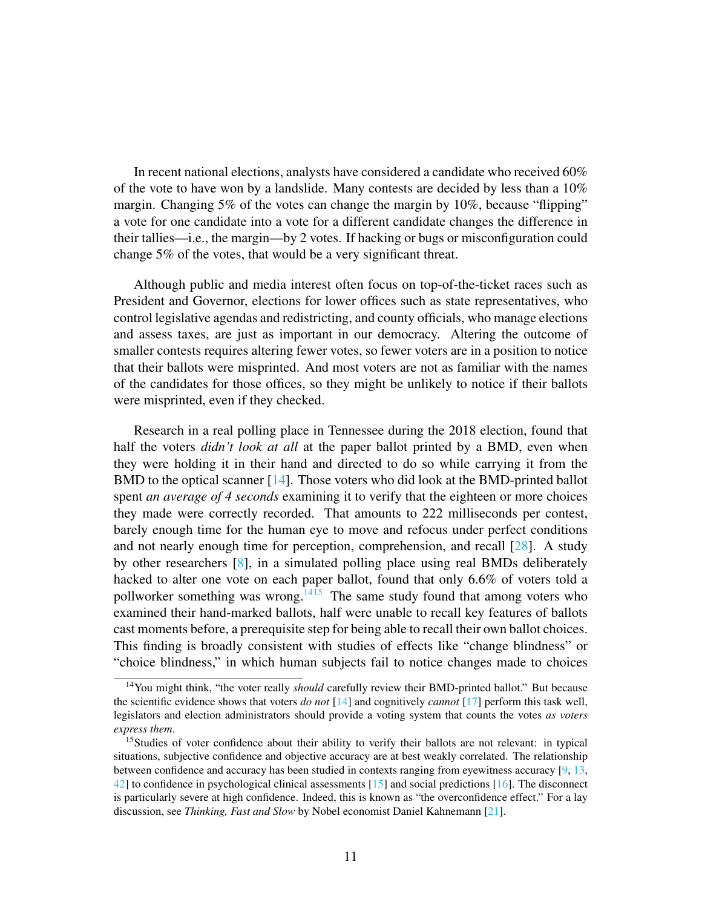In recent national elections, analysts have considered a candidate who received 60% of the vote to have won by a landslide. Many contests are decided by less than a 10% margin. Changing 5% of the votes can change the margin by 10%, because "flipping" a vote for one candidate into a vote for a different candidate changes the difference in their tallies—i.e., the margin—by 2 votes. If hacking or bugs or misconfiguration could change 5% of the votes, that would be a very significant threat.

Although public and media interest often focus on top-of-the-ticket races such as President and Governor, elections for lower offices such as state representatives, who control legislative agendas and redistricting, and county officials, who manage elections and assess taxes, are just as important in our democracy. Altering the outcome of smaller contests requires altering fewer votes, so fewer voters are in a position to notice that their ballots were misprinted. And most voters are not as familiar with the names of the candidates for those offices, so they might be unlikely to notice if their ballots were misprinted, even if they checked.

Research in a real polling place in Tennessee during the 2018 election, found that half the voters *didn't look at all* at the paper ballot printed by a BMD, even when they were holding it in their hand and directed to do so while carrying it from the BMD to the optical scanner [14]. Those voters who did look at the BMD-printed ballot spent *an average of 4 seconds* examining it to verify that the eighteen or more choices they made were correctly recorded. That amounts to 222 milliseconds per contest, barely enough time for the human eye to move and refocus under perfect conditions and not nearly enough time for perception, comprehension, and recall [28]. A study by other researchers [8], in a simulated polling place using real BMDs deliberately hacked to alter one vote on each paper ballot, found that only 6.6% of voters told a pollworker something was wrong.[14][15] The same study found that among voters who examined their hand-marked ballots, half were unable to recall key features of ballots cast moments before, a prerequisite step for being able to recall their own ballot choices. This finding is broadly consistent with studies of effects like "change blindness" or "choice blindness," in which human subjects fail to notice changes made to choices

[14] You might think, "the voter really *should* carefully review their BMD-printed ballot." But because the scientific evidence shows that voters *do not* [14] and cognitively *cannot* [17] perform this task well, legislators and election administrators should provide a voting system that counts the votes *as voters express them*.

[15] Studies of voter confidence about their ability to verify their ballots are not relevant: in typical situations, subjective confidence and objective accuracy are at best weakly correlated. The relationship between confidence and accuracy has been studied in contexts ranging from eyewitness accuracy [9, 13, 42] to confidence in psychological clinical assessments [15] and social predictions [16]. The disconnect is particularly severe at high confidence. Indeed, this is known as "the overconfidence effect." For a lay discussion, see *Thinking, Fast and Slow* by Nobel economist Daniel Kahnemann [21].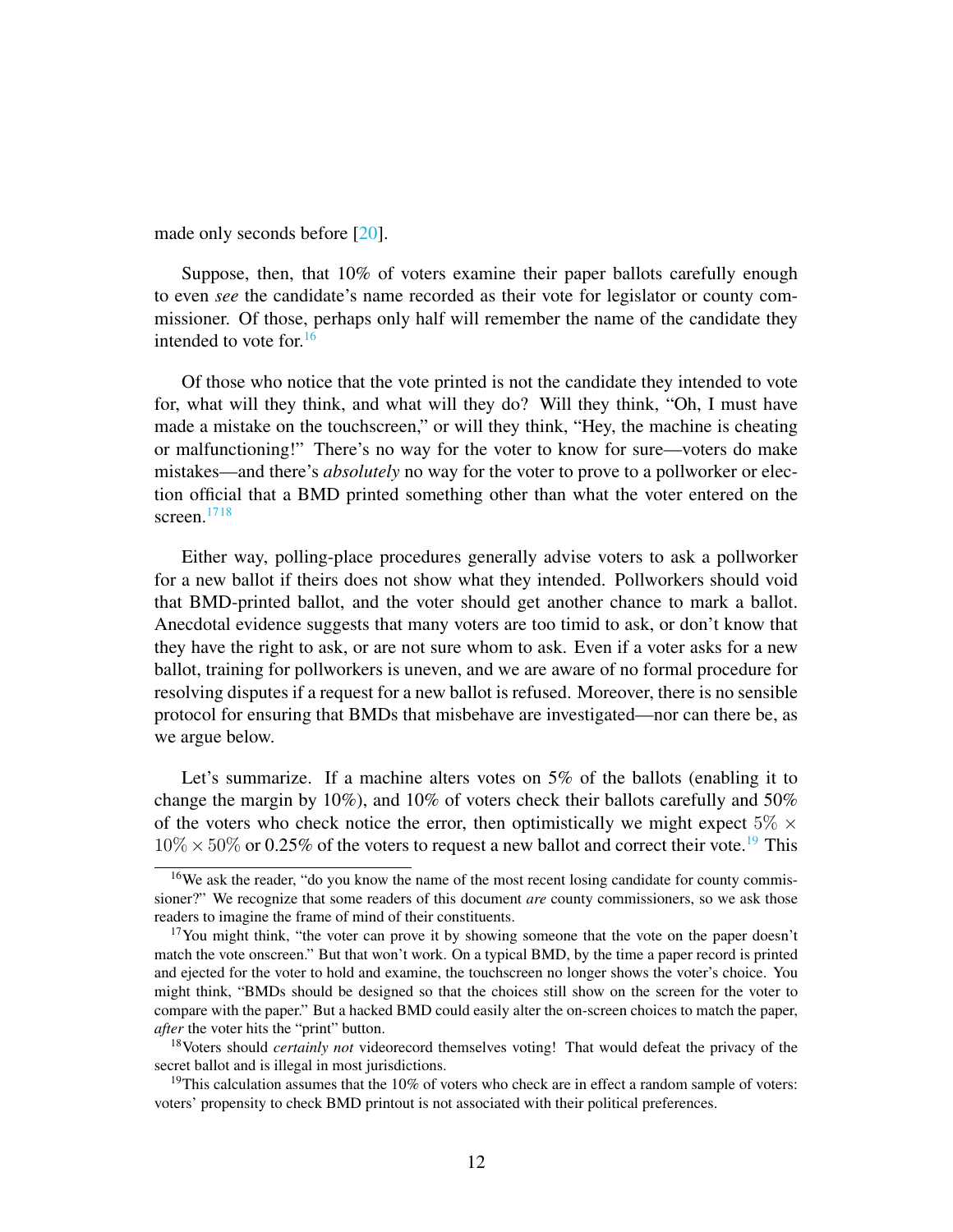made only seconds before [20].

Suppose, then, that 10% of voters examine their paper ballots carefully enough to even *see* the candidate's name recorded as their vote for legislator or county commissioner. Of those, perhaps only half will remember the name of the candidate they intended to vote for.[16]

Of those who notice that the vote printed is not the candidate they intended to vote for, what will they think, and what will they do? Will they think, "Oh, I must have made a mistake on the touchscreen," or will they think, "Hey, the machine is cheating or malfunctioning!" There's no way for the voter to know for sure—voters do make mistakes—and there's *absolutely* no way for the voter to prove to a pollworker or election official that a BMD printed something other than what the voter entered on the screen.[17][18]

Either way, polling-place procedures generally advise voters to ask a pollworker for a new ballot if theirs does not show what they intended. Pollworkers should void that BMD-printed ballot, and the voter should get another chance to mark a ballot. Anecdotal evidence suggests that many voters are too timid to ask, or don't know that they have the right to ask, or are not sure whom to ask. Even if a voter asks for a new ballot, training for pollworkers is uneven, and we are aware of no formal procedure for resolving disputes if a request for a new ballot is refused. Moreover, there is no sensible protocol for ensuring that BMDs that misbehave are investigated—nor can there be, as we argue below.

Let's summarize. If a machine alters votes on 5% of the ballots (enabling it to change the margin by 10%), and 10% of voters check their ballots carefully and 50% of the voters who check notice the error, then optimistically we might expect $5\% \times 10\% \times 50\%$ or 0.25% of the voters to request a new ballot and correct their vote.[19] This

---

[16] We ask the reader, "do you know the name of the most recent losing candidate for county commissioner?" We recognize that some readers of this document *are* county commissioners, so we ask those readers to imagine the frame of mind of their constituents.

[17] You might think, "the voter can prove it by showing someone that the vote on the paper doesn't match the vote onscreen." But that won't work. On a typical BMD, by the time a paper record is printed and ejected for the voter to hold and examine, the touchscreen no longer shows the voter's choice. You might think, "BMDs should be designed so that the choices still show on the screen for the voter to compare with the paper." But a hacked BMD could easily alter the on-screen choices to match the paper, *after* the voter hits the "print" button.

[18] Voters should *certainly not* videorecord themselves voting! That would defeat the privacy of the secret ballot and is illegal in most jurisdictions.

[19] This calculation assumes that the 10% of voters who check are in effect a random sample of voters: voters' propensity to check BMD printout is not associated with their political preferences.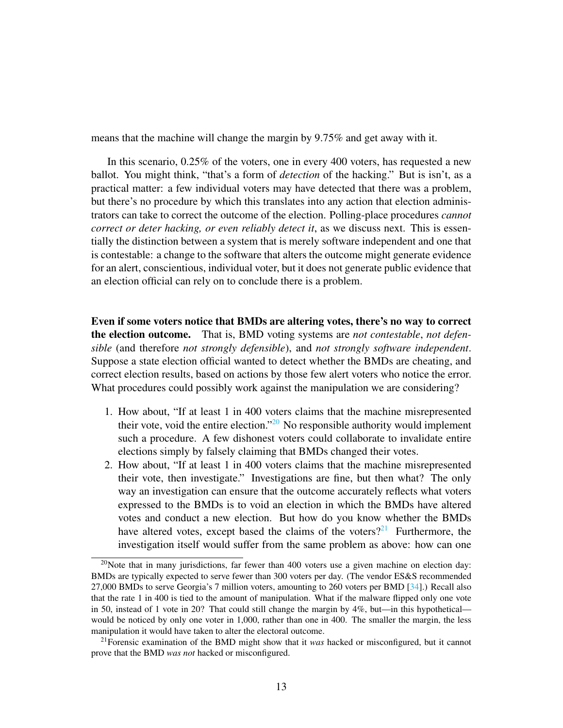means that the machine will change the margin by 9.75% and get away with it.

In this scenario, 0.25% of the voters, one in every 400 voters, has requested a new ballot. You might think, "that's a form of *detection* of the hacking." But is isn't, as a practical matter: a few individual voters may have detected that there was a problem, but there's no procedure by which this translates into any action that election administrators can take to correct the outcome of the election. Polling-place procedures *cannot correct or deter hacking, or even reliably detect it*, as we discuss next. This is essentially the distinction between a system that is merely software independent and one that is contestable: a change to the software that alters the outcome might generate evidence for an alert, conscientious, individual voter, but it does not generate public evidence that an election official can rely on to conclude there is a problem.

**Even if some voters notice that BMDs are altering votes, there's no way to correct the election outcome.** That is, BMD voting systems are *not contestable*, *not defensible* (and therefore *not strongly defensible*), and *not strongly software independent*. Suppose a state election official wanted to detect whether the BMDs are cheating, and correct election results, based on actions by those few alert voters who notice the error. What procedures could possibly work against the manipulation we are considering?

1. How about, "If at least 1 in 400 voters claims that the machine misrepresented their vote, void the entire election."[20] No responsible authority would implement such a procedure. A few dishonest voters could collaborate to invalidate entire elections simply by falsely claiming that BMDs changed their votes.
2. How about, "If at least 1 in 400 voters claims that the machine misrepresented their vote, then investigate." Investigations are fine, but then what? The only way an investigation can ensure that the outcome accurately reflects what voters expressed to the BMDs is to void an election in which the BMDs have altered votes and conduct a new election. But how do you know whether the BMDs have altered votes, except based the claims of the voters?[21] Furthermore, the investigation itself would suffer from the same problem as above: how can one

[20] Note that in many jurisdictions, far fewer than 400 voters use a given machine on election day: BMDs are typically expected to serve fewer than 300 voters per day. (The vendor ES&S recommended 27,000 BMDs to serve Georgia's 7 million voters, amounting to 260 voters per BMD [34].) Recall also that the rate 1 in 400 is tied to the amount of manipulation. What if the malware flipped only one vote in 50, instead of 1 vote in 20? That could still change the margin by 4%, but—in this hypothetical—would be noticed by only one voter in 1,000, rather than one in 400. The smaller the margin, the less manipulation it would have taken to alter the electoral outcome.

[21] Forensic examination of the BMD might show that it *was* hacked or misconfigured, but it cannot prove that the BMD *was not* hacked or misconfigured.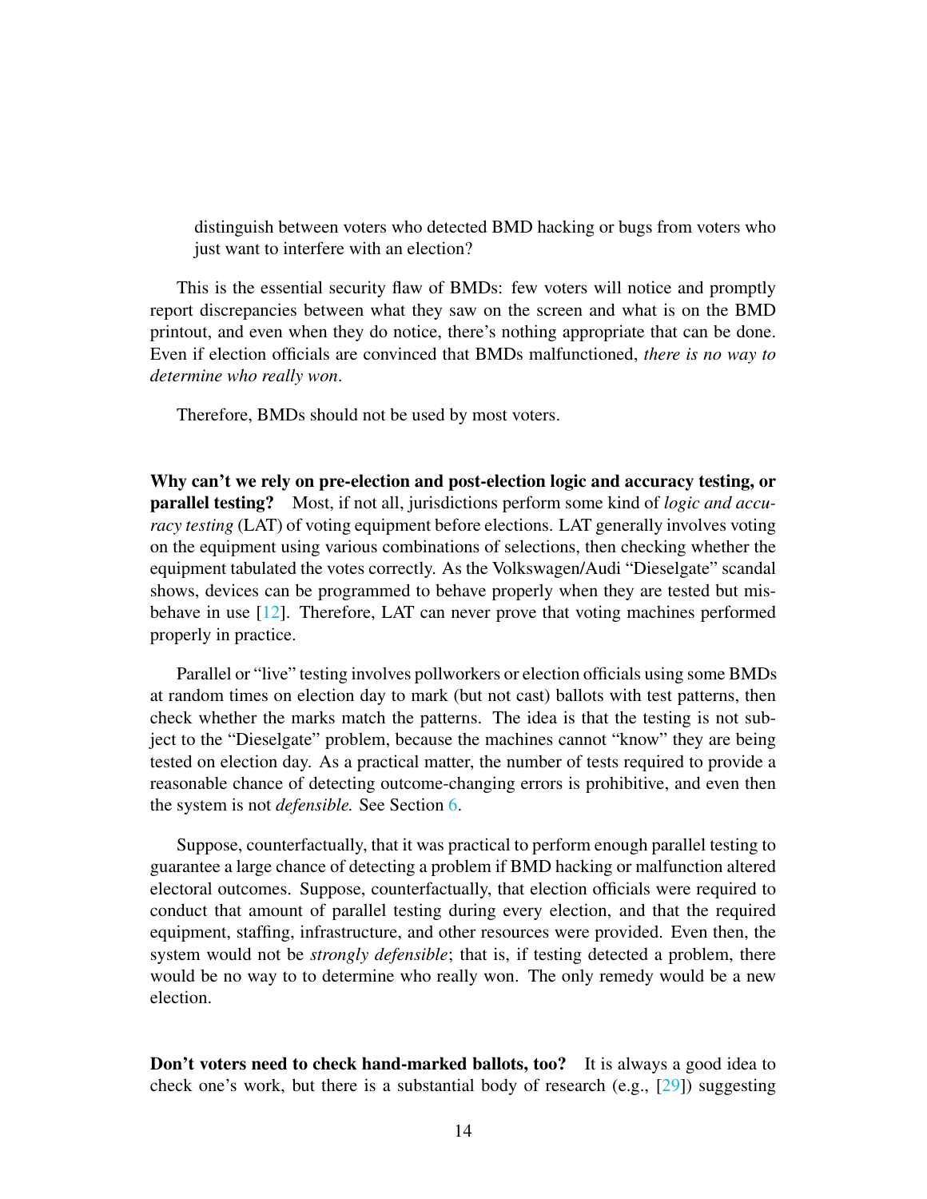distinguish between voters who detected BMD hacking or bugs from voters who just want to interfere with an election?

This is the essential security flaw of BMDs: few voters will notice and promptly report discrepancies between what they saw on the screen and what is on the BMD printout, and even when they do notice, there's nothing appropriate that can be done. Even if election officials are convinced that BMDs malfunctioned, *there is no way to determine who really won*.

Therefore, BMDs should not be used by most voters.

**Why can't we rely on pre-election and post-election logic and accuracy testing, or parallel testing?** Most, if not all, jurisdictions perform some kind of *logic and accuracy testing* (LAT) of voting equipment before elections. LAT generally involves voting on the equipment using various combinations of selections, then checking whether the equipment tabulated the votes correctly. As the Volkswagen/Audi "Dieselgate" scandal shows, devices can be programmed to behave properly when they are tested but misbehave in use [12]. Therefore, LAT can never prove that voting machines performed properly in practice.

Parallel or "live" testing involves pollworkers or election officials using some BMDs at random times on election day to mark (but not cast) ballots with test patterns, then check whether the marks match the patterns. The idea is that the testing is not subject to the "Dieselgate" problem, because the machines cannot "know" they are being tested on election day. As a practical matter, the number of tests required to provide a reasonable chance of detecting outcome-changing errors is prohibitive, and even then the system is not *defensible.* See Section 6.

Suppose, counterfactually, that it was practical to perform enough parallel testing to guarantee a large chance of detecting a problem if BMD hacking or malfunction altered electoral outcomes. Suppose, counterfactually, that election officials were required to conduct that amount of parallel testing during every election, and that the required equipment, staffing, infrastructure, and other resources were provided. Even then, the system would not be *strongly defensible*; that is, if testing detected a problem, there would be no way to to determine who really won. The only remedy would be a new election.

**Don't voters need to check hand-marked ballots, too?** It is always a good idea to check one's work, but there is a substantial body of research (e.g., [29]) suggesting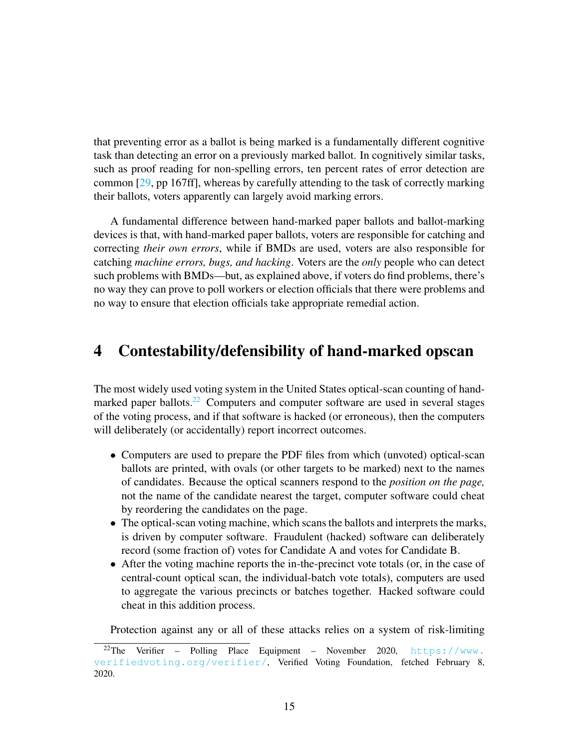that preventing error as a ballot is being marked is a fundamentally different cognitive task than detecting an error on a previously marked ballot. In cognitively similar tasks, such as proof reading for non-spelling errors, ten percent rates of error detection are common [29, pp 167ff], whereas by carefully attending to the task of correctly marking their ballots, voters apparently can largely avoid marking errors.

A fundamental difference between hand-marked paper ballots and ballot-marking devices is that, with hand-marked paper ballots, voters are responsible for catching and correcting *their own errors*, while if BMDs are used, voters are also responsible for catching *machine errors, bugs, and hacking*. Voters are the *only* people who can detect such problems with BMDs—but, as explained above, if voters do find problems, there's no way they can prove to poll workers or election officials that there were problems and no way to ensure that election officials take appropriate remedial action.

# 4 Contestability/defensibility of hand-marked opscan

The most widely used voting system in the United States optical-scan counting of hand-marked paper ballots.[22] Computers and computer software are used in several stages of the voting process, and if that software is hacked (or erroneous), then the computers will deliberately (or accidentally) report incorrect outcomes.

- Computers are used to prepare the PDF files from which (unvoted) optical-scan ballots are printed, with ovals (or other targets to be marked) next to the names of candidates. Because the optical scanners respond to the *position on the page,* not the name of the candidate nearest the target, computer software could cheat by reordering the candidates on the page.
- The optical-scan voting machine, which scans the ballots and interprets the marks, is driven by computer software. Fraudulent (hacked) software can deliberately record (some fraction of) votes for Candidate A and votes for Candidate B.
- After the voting machine reports the in-the-precinct vote totals (or, in the case of central-count optical scan, the individual-batch vote totals), computers are used to aggregate the various precincts or batches together. Hacked software could cheat in this addition process.

Protection against any or all of these attacks relies on a system of risk-limiting

[22] The Verifier – Polling Place Equipment – November 2020, https://www.verifiedvoting.org/verifier/, Verified Voting Foundation, fetched February 8, 2020.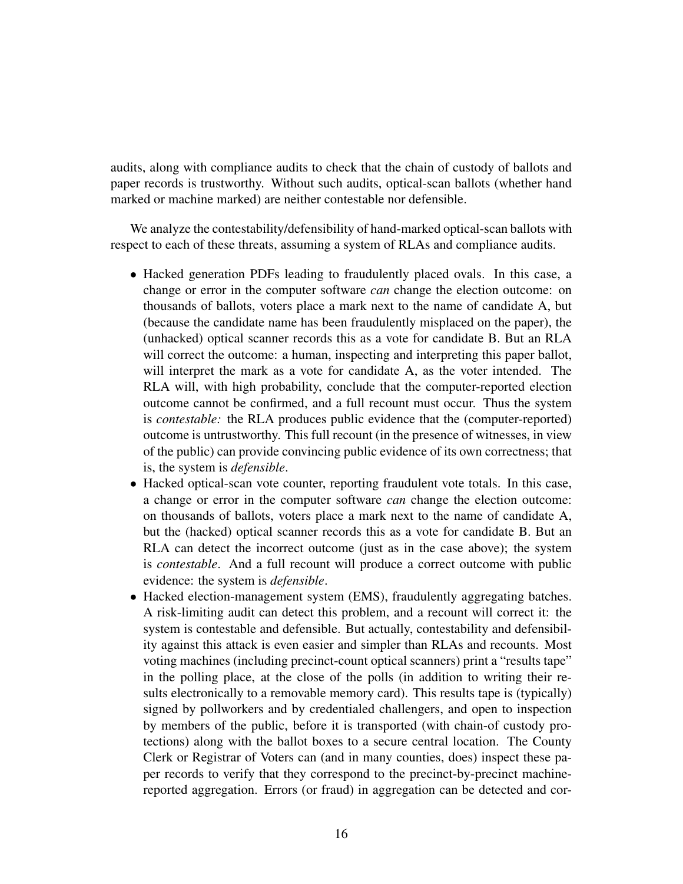audits, along with compliance audits to check that the chain of custody of ballots and paper records is trustworthy. Without such audits, optical-scan ballots (whether hand marked or machine marked) are neither contestable nor defensible.

We analyze the contestability/defensibility of hand-marked optical-scan ballots with respect to each of these threats, assuming a system of RLAs and compliance audits.

- Hacked generation PDFs leading to fraudulently placed ovals. In this case, a change or error in the computer software *can* change the election outcome: on thousands of ballots, voters place a mark next to the name of candidate A, but (because the candidate name has been fraudulently misplaced on the paper), the (unhacked) optical scanner records this as a vote for candidate B. But an RLA will correct the outcome: a human, inspecting and interpreting this paper ballot, will interpret the mark as a vote for candidate A, as the voter intended. The RLA will, with high probability, conclude that the computer-reported election outcome cannot be confirmed, and a full recount must occur. Thus the system is *contestable:* the RLA produces public evidence that the (computer-reported) outcome is untrustworthy. This full recount (in the presence of witnesses, in view of the public) can provide convincing public evidence of its own correctness; that is, the system is *defensible*.
- Hacked optical-scan vote counter, reporting fraudulent vote totals. In this case, a change or error in the computer software *can* change the election outcome: on thousands of ballots, voters place a mark next to the name of candidate A, but the (hacked) optical scanner records this as a vote for candidate B. But an RLA can detect the incorrect outcome (just as in the case above); the system is *contestable*. And a full recount will produce a correct outcome with public evidence: the system is *defensible*.
- Hacked election-management system (EMS), fraudulently aggregating batches. A risk-limiting audit can detect this problem, and a recount will correct it: the system is contestable and defensible. But actually, contestability and defensibility against this attack is even easier and simpler than RLAs and recounts. Most voting machines (including precinct-count optical scanners) print a "results tape" in the polling place, at the close of the polls (in addition to writing their results electronically to a removable memory card). This results tape is (typically) signed by pollworkers and by credentialed challengers, and open to inspection by members of the public, before it is transported (with chain-of custody protections) along with the ballot boxes to a secure central location. The County Clerk or Registrar of Voters can (and in many counties, does) inspect these paper records to verify that they correspond to the precinct-by-precinct machine-reported aggregation. Errors (or fraud) in aggregation can be detected and cor-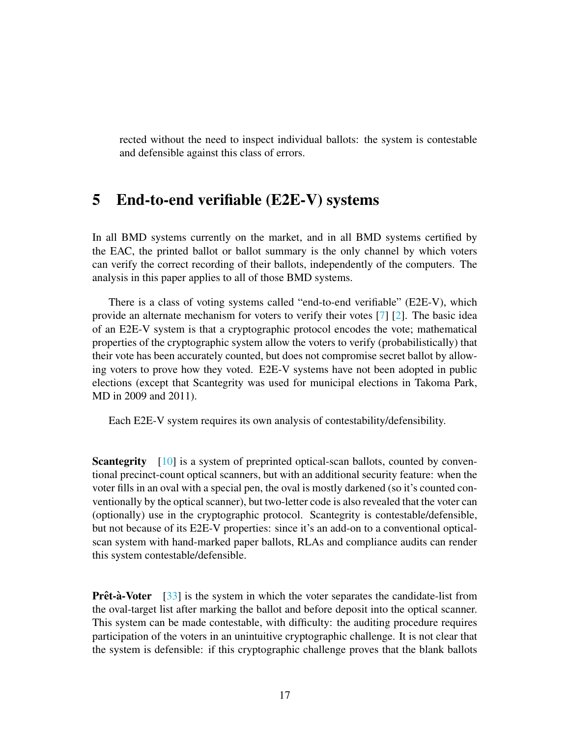rected without the need to inspect individual ballots: the system is contestable and defensible against this class of errors.

# 5 End-to-end verifiable (E2E-V) systems

In all BMD systems currently on the market, and in all BMD systems certified by the EAC, the printed ballot or ballot summary is the only channel by which voters can verify the correct recording of their ballots, independently of the computers. The analysis in this paper applies to all of those BMD systems.

There is a class of voting systems called "end-to-end verifiable" (E2E-V), which provide an alternate mechanism for voters to verify their votes [7] [2]. The basic idea of an E2E-V system is that a cryptographic protocol encodes the vote; mathematical properties of the cryptographic system allow the voters to verify (probabilistically) that their vote has been accurately counted, but does not compromise secret ballot by allowing voters to prove how they voted. E2E-V systems have not been adopted in public elections (except that Scantegrity was used for municipal elections in Takoma Park, MD in 2009 and 2011).

Each E2E-V system requires its own analysis of contestability/defensibility.

**Scantegrity** [10] is a system of preprinted optical-scan ballots, counted by conventional precinct-count optical scanners, but with an additional security feature: when the voter fills in an oval with a special pen, the oval is mostly darkened (so it's counted conventionally by the optical scanner), but two-letter code is also revealed that the voter can (optionally) use in the cryptographic protocol. Scantegrity is contestable/defensible, but not because of its E2E-V properties: since it's an add-on to a conventional optical-scan system with hand-marked paper ballots, RLAs and compliance audits can render this system contestable/defensible.

**Prêt-à-Voter** [33] is the system in which the voter separates the candidate-list from the oval-target list after marking the ballot and before deposit into the optical scanner. This system can be made contestable, with difficulty: the auditing procedure requires participation of the voters in an unintuitive cryptographic challenge. It is not clear that the system is defensible: if this cryptographic challenge proves that the blank ballots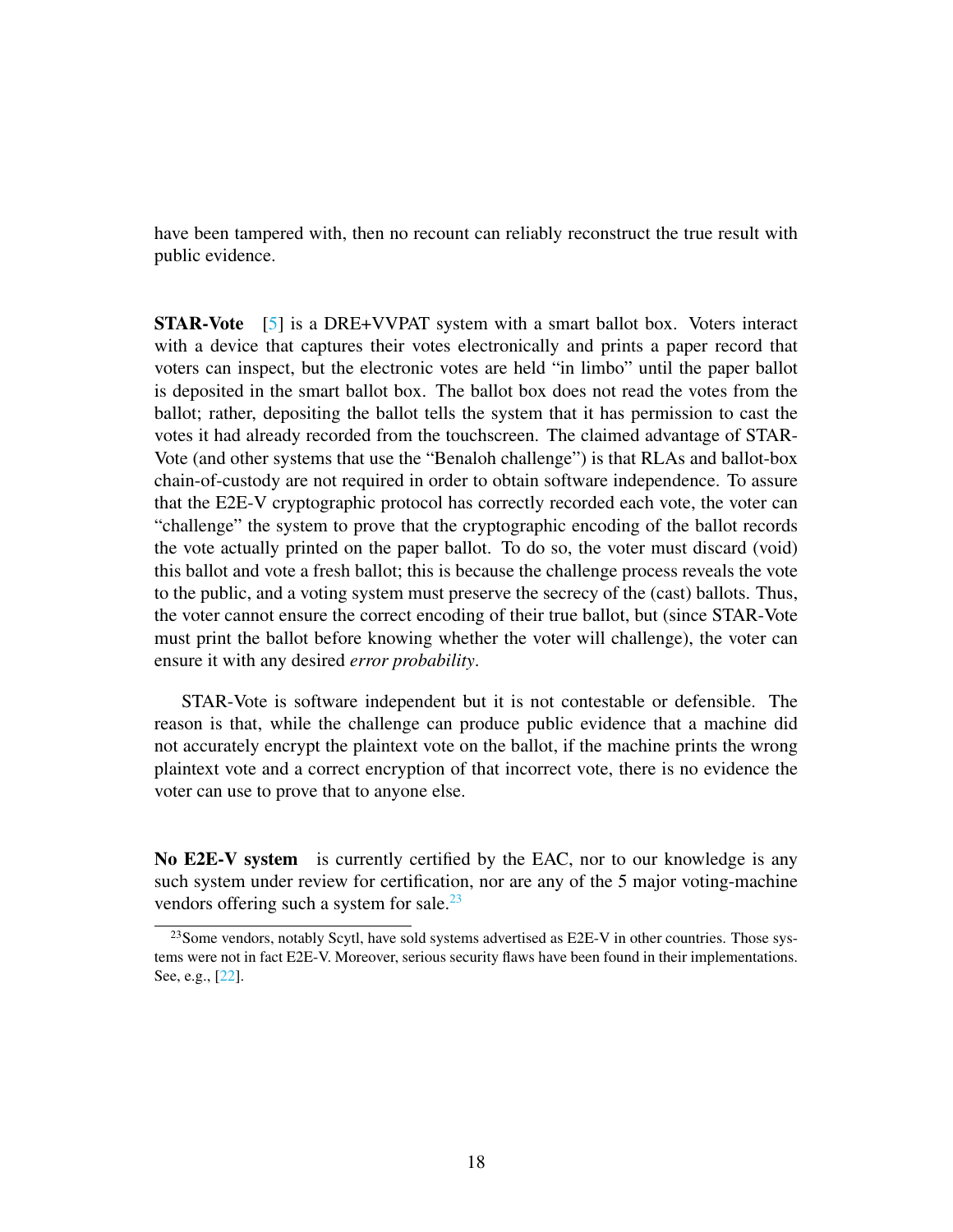have been tampered with, then no recount can reliably reconstruct the true result with public evidence.

**STAR-Vote** [5] is a DRE+VVPAT system with a smart ballot box. Voters interact with a device that captures their votes electronically and prints a paper record that voters can inspect, but the electronic votes are held "in limbo" until the paper ballot is deposited in the smart ballot box. The ballot box does not read the votes from the ballot; rather, depositing the ballot tells the system that it has permission to cast the votes it had already recorded from the touchscreen. The claimed advantage of STAR-Vote (and other systems that use the "Benaloh challenge") is that RLAs and ballot-box chain-of-custody are not required in order to obtain software independence. To assure that the E2E-V cryptographic protocol has correctly recorded each vote, the voter can "challenge" the system to prove that the cryptographic encoding of the ballot records the vote actually printed on the paper ballot. To do so, the voter must discard (void) this ballot and vote a fresh ballot; this is because the challenge process reveals the vote to the public, and a voting system must preserve the secrecy of the (cast) ballots. Thus, the voter cannot ensure the correct encoding of their true ballot, but (since STAR-Vote must print the ballot before knowing whether the voter will challenge), the voter can ensure it with any desired *error probability*.

STAR-Vote is software independent but it is not contestable or defensible. The reason is that, while the challenge can produce public evidence that a machine did not accurately encrypt the plaintext vote on the ballot, if the machine prints the wrong plaintext vote and a correct encryption of that incorrect vote, there is no evidence the voter can use to prove that to anyone else.

**No E2E-V system** is currently certified by the EAC, nor to our knowledge is any such system under review for certification, nor are any of the 5 major voting-machine vendors offering such a system for sale.[23]

[23] Some vendors, notably Scytl, have sold systems advertised as E2E-V in other countries. Those systems were not in fact E2E-V. Moreover, serious security flaws have been found in their implementations. See, e.g., [22].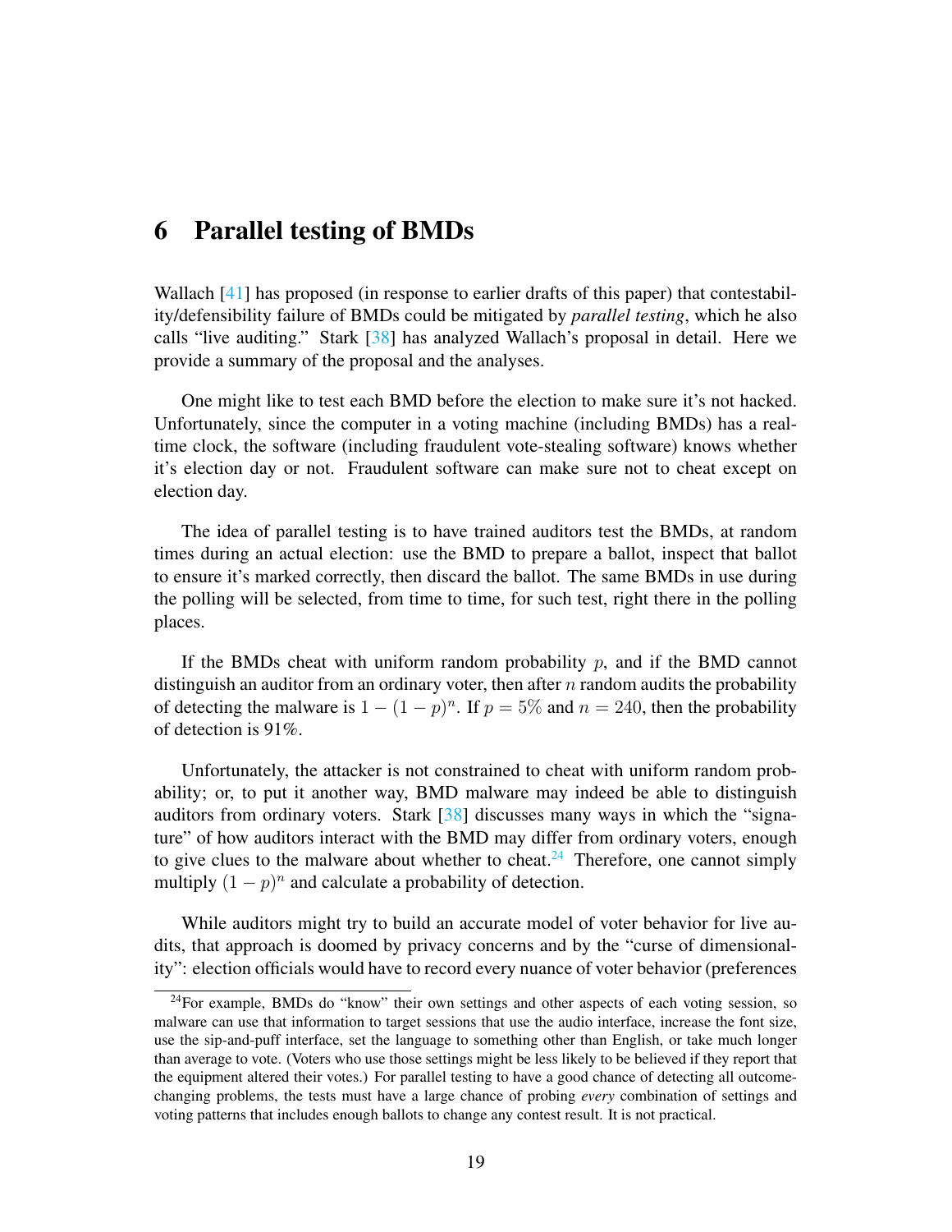# 6 Parallel testing of BMDs

Wallach [41] has proposed (in response to earlier drafts of this paper) that contestability/defensibility failure of BMDs could be mitigated by *parallel testing*, which he also calls "live auditing." Stark [38] has analyzed Wallach's proposal in detail. Here we provide a summary of the proposal and the analyses.

One might like to test each BMD before the election to make sure it's not hacked. Unfortunately, since the computer in a voting machine (including BMDs) has a real-time clock, the software (including fraudulent vote-stealing software) knows whether it's election day or not. Fraudulent software can make sure not to cheat except on election day.

The idea of parallel testing is to have trained auditors test the BMDs, at random times during an actual election: use the BMD to prepare a ballot, inspect that ballot to ensure it's marked correctly, then discard the ballot. The same BMDs in use during the polling will be selected, from time to time, for such test, right there in the polling places.

If the BMDs cheat with uniform random probability $p$, and if the BMD cannot distinguish an auditor from an ordinary voter, then after $n$ random audits the probability of detecting the malware is $1 - (1 - p)^n$. If $p = 5\%$ and $n = 240$, then the probability of detection is 91%.

Unfortunately, the attacker is not constrained to cheat with uniform random probability; or, to put it another way, BMD malware may indeed be able to distinguish auditors from ordinary voters. Stark [38] discusses many ways in which the "signature" of how auditors interact with the BMD may differ from ordinary voters, enough to give clues to the malware about whether to cheat.[24] Therefore, one cannot simply multiply $(1 - p)^n$ and calculate a probability of detection.

While auditors might try to build an accurate model of voter behavior for live audits, that approach is doomed by privacy concerns and by the "curse of dimensionality": election officials would have to record every nuance of voter behavior (preferences

[24] For example, BMDs do "know" their own settings and other aspects of each voting session, so malware can use that information to target sessions that use the audio interface, increase the font size, use the sip-and-puff interface, set the language to something other than English, or take much longer than average to vote. (Voters who use those settings might be less likely to be believed if they report that the equipment altered their votes.) For parallel testing to have a good chance of detecting all outcome-changing problems, the tests must have a large chance of probing *every* combination of settings and voting patterns that includes enough ballots to change any contest result. It is not practical.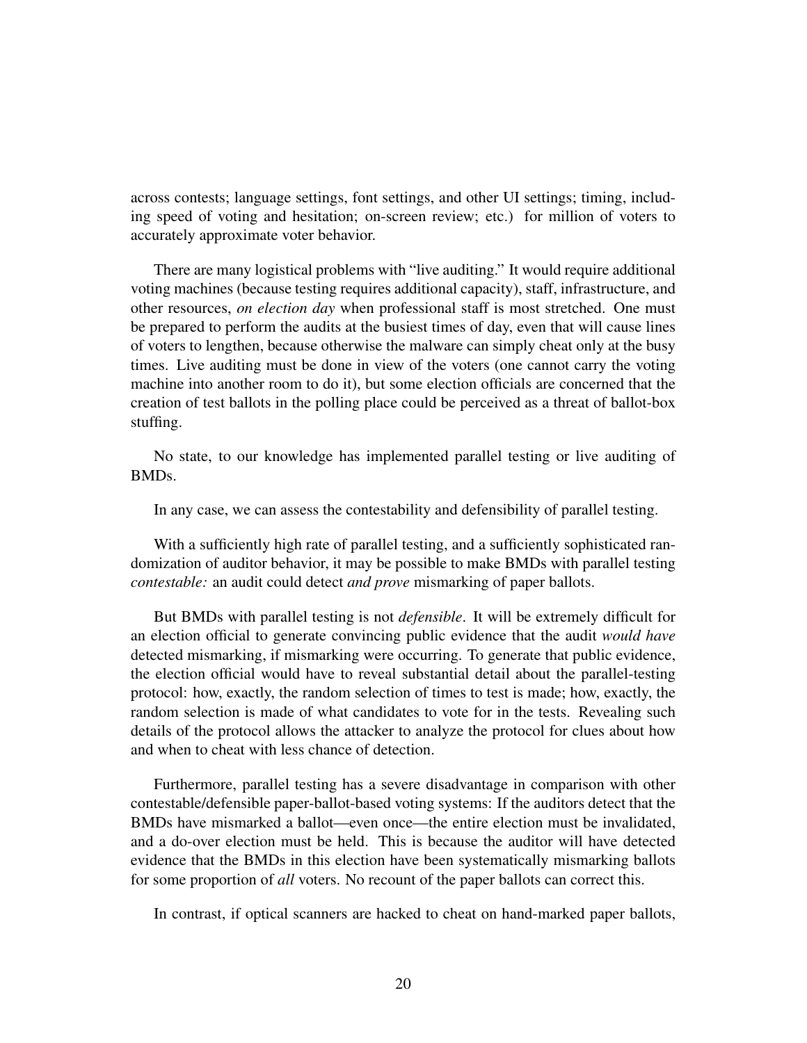across contests; language settings, font settings, and other UI settings; timing, including speed of voting and hesitation; on-screen review; etc.) for million of voters to accurately approximate voter behavior.

There are many logistical problems with "live auditing." It would require additional voting machines (because testing requires additional capacity), staff, infrastructure, and other resources, *on election day* when professional staff is most stretched. One must be prepared to perform the audits at the busiest times of day, even that will cause lines of voters to lengthen, because otherwise the malware can simply cheat only at the busy times. Live auditing must be done in view of the voters (one cannot carry the voting machine into another room to do it), but some election officials are concerned that the creation of test ballots in the polling place could be perceived as a threat of ballot-box stuffing.

No state, to our knowledge has implemented parallel testing or live auditing of BMDs.

In any case, we can assess the contestability and defensibility of parallel testing.

With a sufficiently high rate of parallel testing, and a sufficiently sophisticated randomization of auditor behavior, it may be possible to make BMDs with parallel testing *contestable:* an audit could detect *and prove* mismarking of paper ballots.

But BMDs with parallel testing is not *defensible*. It will be extremely difficult for an election official to generate convincing public evidence that the audit *would have* detected mismarking, if mismarking were occurring. To generate that public evidence, the election official would have to reveal substantial detail about the parallel-testing protocol: how, exactly, the random selection of times to test is made; how, exactly, the random selection is made of what candidates to vote for in the tests. Revealing such details of the protocol allows the attacker to analyze the protocol for clues about how and when to cheat with less chance of detection.

Furthermore, parallel testing has a severe disadvantage in comparison with other contestable/defensible paper-ballot-based voting systems: If the auditors detect that the BMDs have mismarked a ballot—even once—the entire election must be invalidated, and a do-over election must be held. This is because the auditor will have detected evidence that the BMDs in this election have been systematically mismarking ballots for some proportion of *all* voters. No recount of the paper ballots can correct this.

In contrast, if optical scanners are hacked to cheat on hand-marked paper ballots,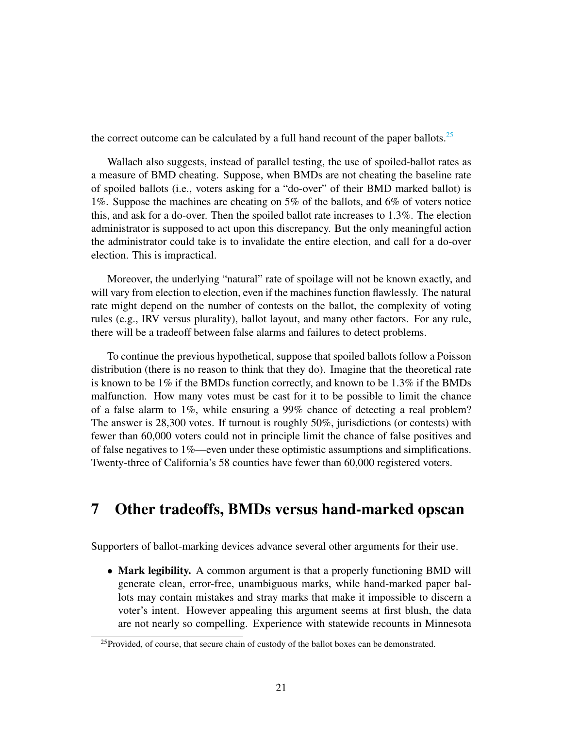the correct outcome can be calculated by a full hand recount of the paper ballots.[25]

Wallach also suggests, instead of parallel testing, the use of spoiled-ballot rates as a measure of BMD cheating. Suppose, when BMDs are not cheating the baseline rate of spoiled ballots (i.e., voters asking for a "do-over" of their BMD marked ballot) is 1%. Suppose the machines are cheating on 5% of the ballots, and 6% of voters notice this, and ask for a do-over. Then the spoiled ballot rate increases to 1.3%. The election administrator is supposed to act upon this discrepancy. But the only meaningful action the administrator could take is to invalidate the entire election, and call for a do-over election. This is impractical.

Moreover, the underlying "natural" rate of spoilage will not be known exactly, and will vary from election to election, even if the machines function flawlessly. The natural rate might depend on the number of contests on the ballot, the complexity of voting rules (e.g., IRV versus plurality), ballot layout, and many other factors. For any rule, there will be a tradeoff between false alarms and failures to detect problems.

To continue the previous hypothetical, suppose that spoiled ballots follow a Poisson distribution (there is no reason to think that they do). Imagine that the theoretical rate is known to be 1% if the BMDs function correctly, and known to be 1.3% if the BMDs malfunction. How many votes must be cast for it to be possible to limit the chance of a false alarm to 1%, while ensuring a 99% chance of detecting a real problem? The answer is 28,300 votes. If turnout is roughly 50%, jurisdictions (or contests) with fewer than 60,000 voters could not in principle limit the chance of false positives and of false negatives to 1%—even under these optimistic assumptions and simplifications. Twenty-three of California's 58 counties have fewer than 60,000 registered voters.

## 7 Other tradeoffs, BMDs versus hand-marked opscan

Supporters of ballot-marking devices advance several other arguments for their use.

- **Mark legibility.** A common argument is that a properly functioning BMD will generate clean, error-free, unambiguous marks, while hand-marked paper ballots may contain mistakes and stray marks that make it impossible to discern a voter's intent. However appealing this argument seems at first blush, the data are not nearly so compelling. Experience with statewide recounts in Minnesota

[25] Provided, of course, that secure chain of custody of the ballot boxes can be demonstrated.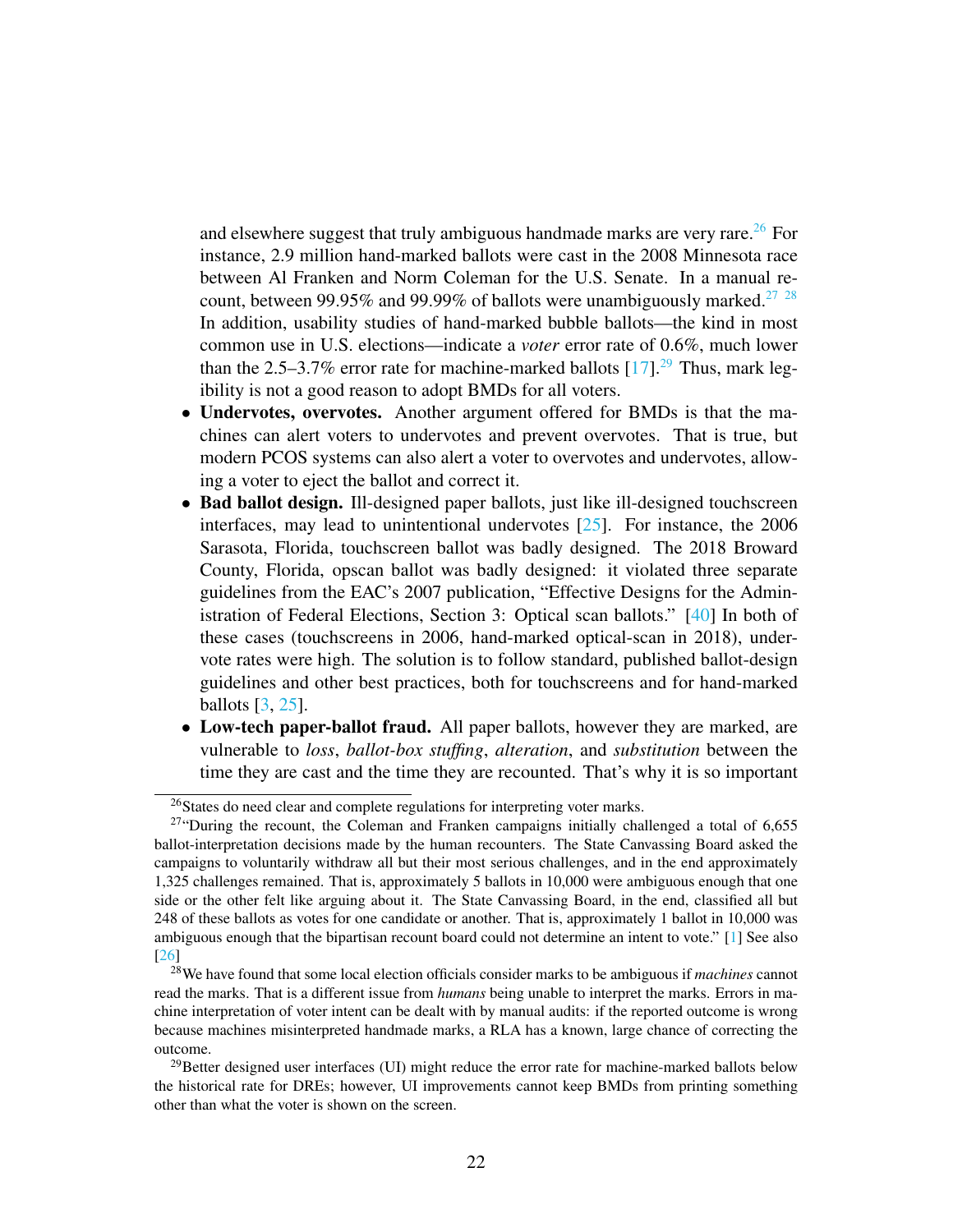and elsewhere suggest that truly ambiguous handmade marks are very rare.[26] For instance, 2.9 million hand-marked ballots were cast in the 2008 Minnesota race between Al Franken and Norm Coleman for the U.S. Senate. In a manual recount, between 99.95% and 99.99% of ballots were unambiguously marked.[27] [28] In addition, usability studies of hand-marked bubble ballots—the kind in most common use in U.S. elections—indicate a *voter* error rate of 0.6%, much lower than the 2.5–3.7% error rate for machine-marked ballots [17].[29] Thus, mark legibility is not a good reason to adopt BMDs for all voters.

- **Undervotes, overvotes.** Another argument offered for BMDs is that the machines can alert voters to undervotes and prevent overvotes. That is true, but modern PCOS systems can also alert a voter to overvotes and undervotes, allowing a voter to eject the ballot and correct it.
- **Bad ballot design.** Ill-designed paper ballots, just like ill-designed touchscreen interfaces, may lead to unintentional undervotes [25]. For instance, the 2006 Sarasota, Florida, touchscreen ballot was badly designed. The 2018 Broward County, Florida, opscan ballot was badly designed: it violated three separate guidelines from the EAC's 2007 publication, "Effective Designs for the Administration of Federal Elections, Section 3: Optical scan ballots." [40] In both of these cases (touchscreens in 2006, hand-marked optical-scan in 2018), undervote rates were high. The solution is to follow standard, published ballot-design guidelines and other best practices, both for touchscreens and for hand-marked ballots [3, 25].
- **Low-tech paper-ballot fraud.** All paper ballots, however they are marked, are vulnerable to *loss*, *ballot-box stuffing*, *alteration*, and *substitution* between the time they are cast and the time they are recounted. That's why it is so important

---

[26] States do need clear and complete regulations for interpreting voter marks.

[27] "During the recount, the Coleman and Franken campaigns initially challenged a total of 6,655 ballot-interpretation decisions made by the human recounters. The State Canvassing Board asked the campaigns to voluntarily withdraw all but their most serious challenges, and in the end approximately 1,325 challenges remained. That is, approximately 5 ballots in 10,000 were ambiguous enough that one side or the other felt like arguing about it. The State Canvassing Board, in the end, classified all but 248 of these ballots as votes for one candidate or another. That is, approximately 1 ballot in 10,000 was ambiguous enough that the bipartisan recount board could not determine an intent to vote." [1] See also [26]

[28] We have found that some local election officials consider marks to be ambiguous if *machines* cannot read the marks. That is a different issue from *humans* being unable to interpret the marks. Errors in machine interpretation of voter intent can be dealt with by manual audits: if the reported outcome is wrong because machines misinterpreted handmade marks, a RLA has a known, large chance of correcting the outcome.

[29] Better designed user interfaces (UI) might reduce the error rate for machine-marked ballots below the historical rate for DREs; however, UI improvements cannot keep BMDs from printing something other than what the voter is shown on the screen.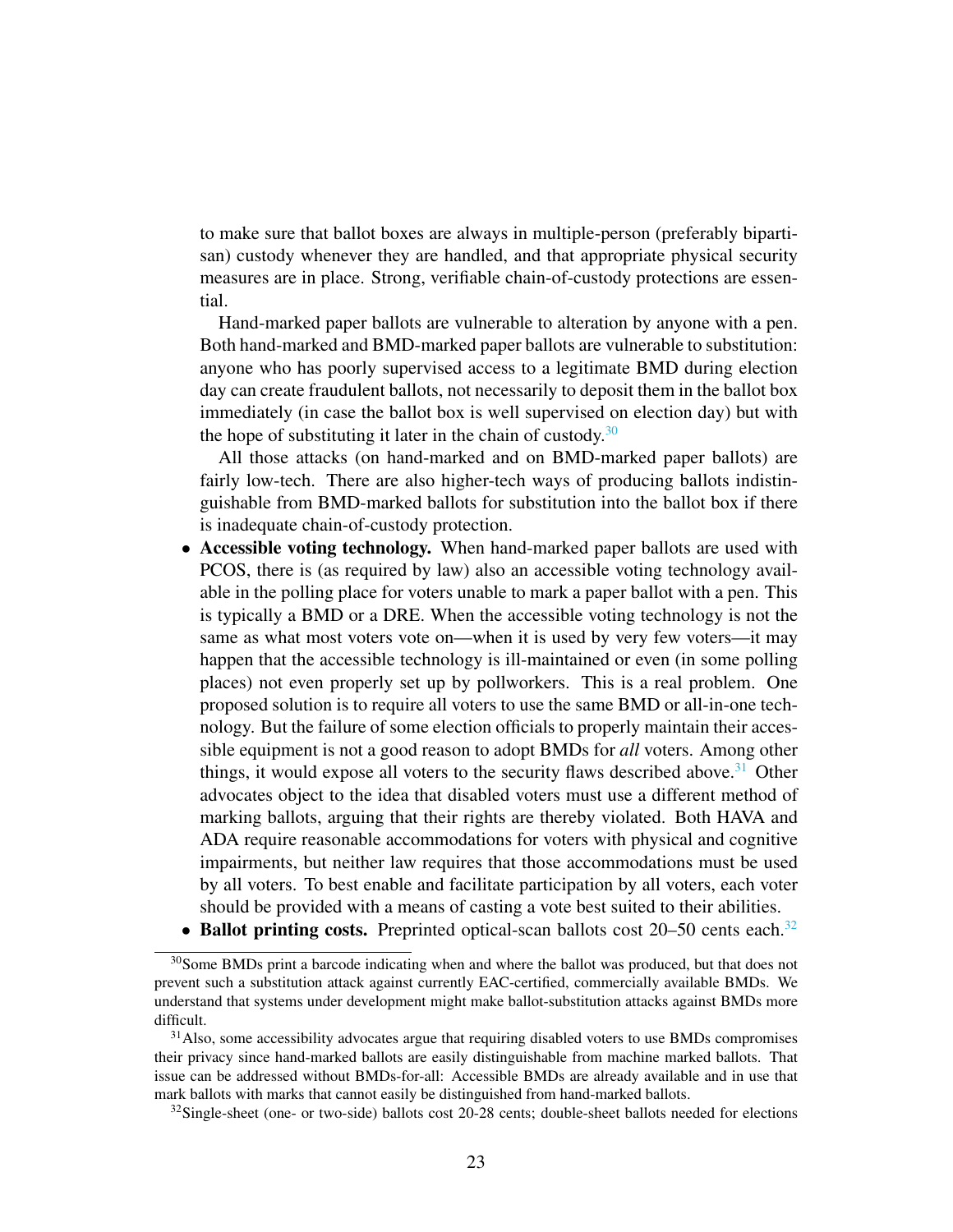to make sure that ballot boxes are always in multiple-person (preferably bipartisan) custody whenever they are handled, and that appropriate physical security measures are in place. Strong, verifiable chain-of-custody protections are essential.

Hand-marked paper ballots are vulnerable to alteration by anyone with a pen. Both hand-marked and BMD-marked paper ballots are vulnerable to substitution: anyone who has poorly supervised access to a legitimate BMD during election day can create fraudulent ballots, not necessarily to deposit them in the ballot box immediately (in case the ballot box is well supervised on election day) but with the hope of substituting it later in the chain of custody.[30]

All those attacks (on hand-marked and on BMD-marked paper ballots) are fairly low-tech. There are also higher-tech ways of producing ballots indistinguishable from BMD-marked ballots for substitution into the ballot box if there is inadequate chain-of-custody protection.

- **Accessible voting technology.** When hand-marked paper ballots are used with PCOS, there is (as required by law) also an accessible voting technology available in the polling place for voters unable to mark a paper ballot with a pen. This is typically a BMD or a DRE. When the accessible voting technology is not the same as what most voters vote on—when it is used by very few voters—it may happen that the accessible technology is ill-maintained or even (in some polling places) not even properly set up by pollworkers. This is a real problem. One proposed solution is to require all voters to use the same BMD or all-in-one technology. But the failure of some election officials to properly maintain their accessible equipment is not a good reason to adopt BMDs for *all* voters. Among other things, it would expose all voters to the security flaws described above.[31] Other advocates object to the idea that disabled voters must use a different method of marking ballots, arguing that their rights are thereby violated. Both HAVA and ADA require reasonable accommodations for voters with physical and cognitive impairments, but neither law requires that those accommodations must be used by all voters. To best enable and facilitate participation by all voters, each voter should be provided with a means of casting a vote best suited to their abilities.
- **Ballot printing costs.** Preprinted optical-scan ballots cost 20–50 cents each.[32]

[30] Some BMDs print a barcode indicating when and where the ballot was produced, but that does not prevent such a substitution attack against currently EAC-certified, commercially available BMDs. We understand that systems under development might make ballot-substitution attacks against BMDs more difficult.

[31] Also, some accessibility advocates argue that requiring disabled voters to use BMDs compromises their privacy since hand-marked ballots are easily distinguishable from machine marked ballots. That issue can be addressed without BMDs-for-all: Accessible BMDs are already available and in use that mark ballots with marks that cannot easily be distinguished from hand-marked ballots.

[32] Single-sheet (one- or two-side) ballots cost 20-28 cents; double-sheet ballots needed for elections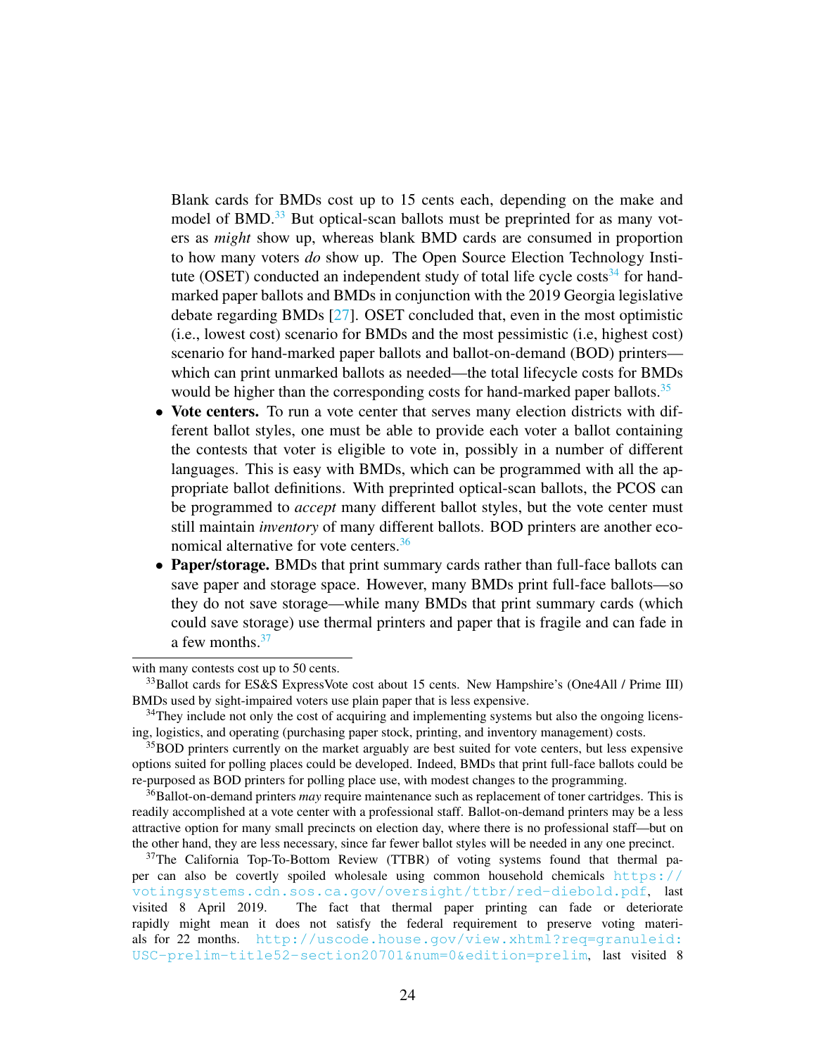Blank cards for BMDs cost up to 15 cents each, depending on the make and model of BMD.[33] But optical-scan ballots must be preprinted for as many voters as *might* show up, whereas blank BMD cards are consumed in proportion to how many voters *do* show up. The Open Source Election Technology Institute (OSET) conducted an independent study of total life cycle costs[34] for hand-marked paper ballots and BMDs in conjunction with the 2019 Georgia legislative debate regarding BMDs [27]. OSET concluded that, even in the most optimistic (i.e., lowest cost) scenario for BMDs and the most pessimistic (i.e, highest cost) scenario for hand-marked paper ballots and ballot-on-demand (BOD) printers—which can print unmarked ballots as needed—the total lifecycle costs for BMDs would be higher than the corresponding costs for hand-marked paper ballots.[35]

- **Vote centers.** To run a vote center that serves many election districts with different ballot styles, one must be able to provide each voter a ballot containing the contests that voter is eligible to vote in, possibly in a number of different languages. This is easy with BMDs, which can be programmed with all the appropriate ballot definitions. With preprinted optical-scan ballots, the PCOS can be programmed to *accept* many different ballot styles, but the vote center must still maintain *inventory* of many different ballots. BOD printers are another economical alternative for vote centers.[36]
- **Paper/storage.** BMDs that print summary cards rather than full-face ballots can save paper and storage space. However, many BMDs print full-face ballots—so they do not save storage—while many BMDs that print summary cards (which could save storage) use thermal printers and paper that is fragile and can fade in a few months.[37]

---

with many contests cost up to 50 cents.

[33] Ballot cards for ES&S ExpressVote cost about 15 cents. New Hampshire's (One4All / Prime III) BMDs used by sight-impaired voters use plain paper that is less expensive.

[34] They include not only the cost of acquiring and implementing systems but also the ongoing licensing, logistics, and operating (purchasing paper stock, printing, and inventory management) costs.

[35] BOD printers currently on the market arguably are best suited for vote centers, but less expensive options suited for polling places could be developed. Indeed, BMDs that print full-face ballots could be re-purposed as BOD printers for polling place use, with modest changes to the programming.

[36] Ballot-on-demand printers *may* require maintenance such as replacement of toner cartridges. This is readily accomplished at a vote center with a professional staff. Ballot-on-demand printers may be a less attractive option for many small precincts on election day, where there is no professional staff—but on the other hand, they are less necessary, since far fewer ballot styles will be needed in any one precinct.

[37] The California Top-To-Bottom Review (TTBR) of voting systems found that thermal paper can also be covertly spoiled wholesale using common household chemicals https://votingsystems.cdn.sos.ca.gov/oversight/ttbr/red-diebold.pdf, last visited 8 April 2019. The fact that thermal paper printing can fade or deteriorate rapidly might mean it does not satisfy the federal requirement to preserve voting materials for 22 months. http://uscode.house.gov/view.xhtml?req=granuleid:USC-prelim-title52-section20701&num=0&edition=prelim, last visited 8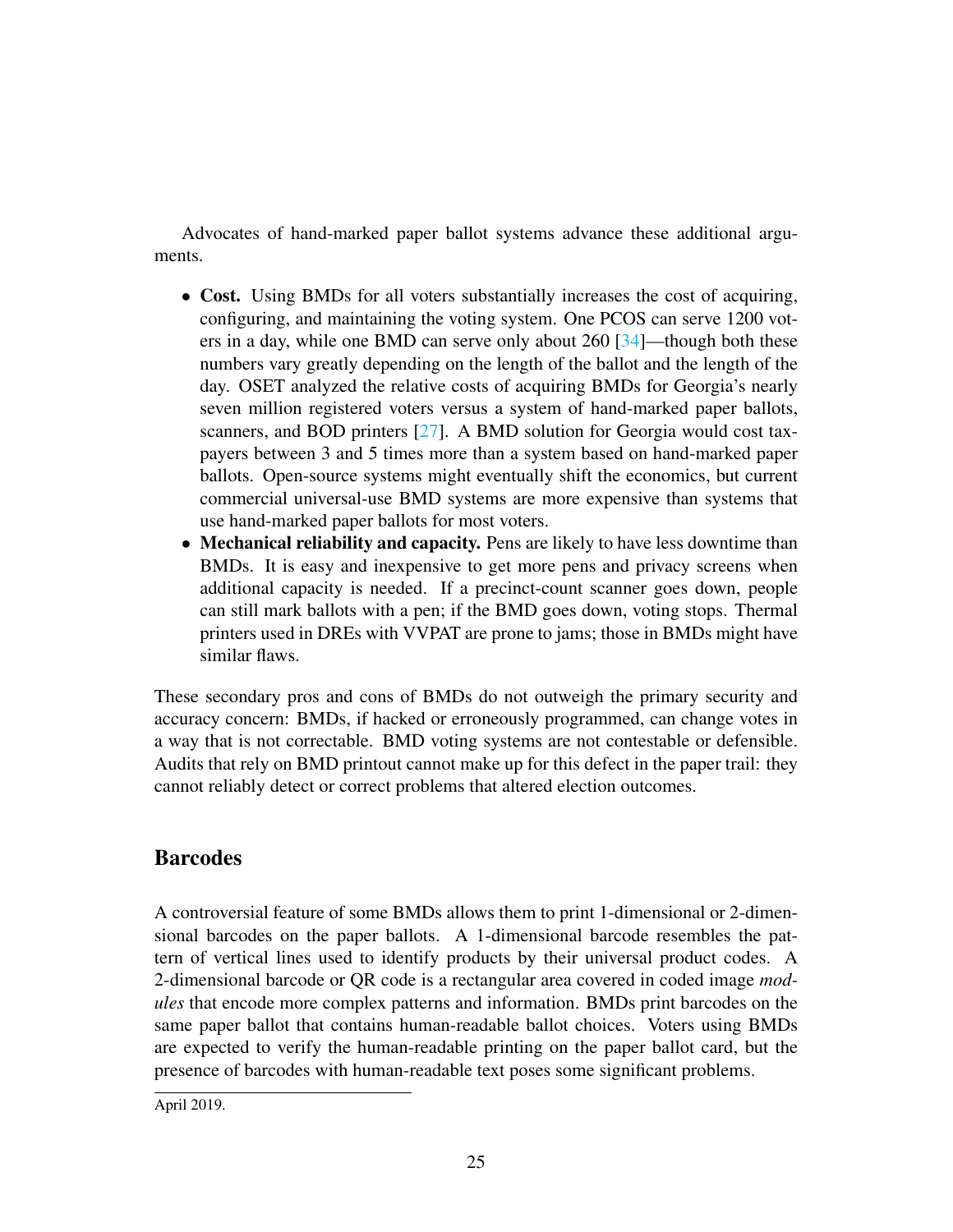Advocates of hand-marked paper ballot systems advance these additional arguments.

- **Cost.** Using BMDs for all voters substantially increases the cost of acquiring, configuring, and maintaining the voting system. One PCOS can serve 1200 voters in a day, while one BMD can serve only about 260 [34]—though both these numbers vary greatly depending on the length of the ballot and the length of the day. OSET analyzed the relative costs of acquiring BMDs for Georgia's nearly seven million registered voters versus a system of hand-marked paper ballots, scanners, and BOD printers [27]. A BMD solution for Georgia would cost taxpayers between 3 and 5 times more than a system based on hand-marked paper ballots. Open-source systems might eventually shift the economics, but current commercial universal-use BMD systems are more expensive than systems that use hand-marked paper ballots for most voters.
- **Mechanical reliability and capacity.** Pens are likely to have less downtime than BMDs. It is easy and inexpensive to get more pens and privacy screens when additional capacity is needed. If a precinct-count scanner goes down, people can still mark ballots with a pen; if the BMD goes down, voting stops. Thermal printers used in DREs with VVPAT are prone to jams; those in BMDs might have similar flaws.

These secondary pros and cons of BMDs do not outweigh the primary security and accuracy concern: BMDs, if hacked or erroneously programmed, can change votes in a way that is not correctable. BMD voting systems are not contestable or defensible. Audits that rely on BMD printout cannot make up for this defect in the paper trail: they cannot reliably detect or correct problems that altered election outcomes.

## Barcodes

A controversial feature of some BMDs allows them to print 1-dimensional or 2-dimensional barcodes on the paper ballots. A 1-dimensional barcode resembles the pattern of vertical lines used to identify products by their universal product codes. A 2-dimensional barcode or QR code is a rectangular area covered in coded image *modules* that encode more complex patterns and information. BMDs print barcodes on the same paper ballot that contains human-readable ballot choices. Voters using BMDs are expected to verify the human-readable printing on the paper ballot card, but the presence of barcodes with human-readable text poses some significant problems.

April 2019.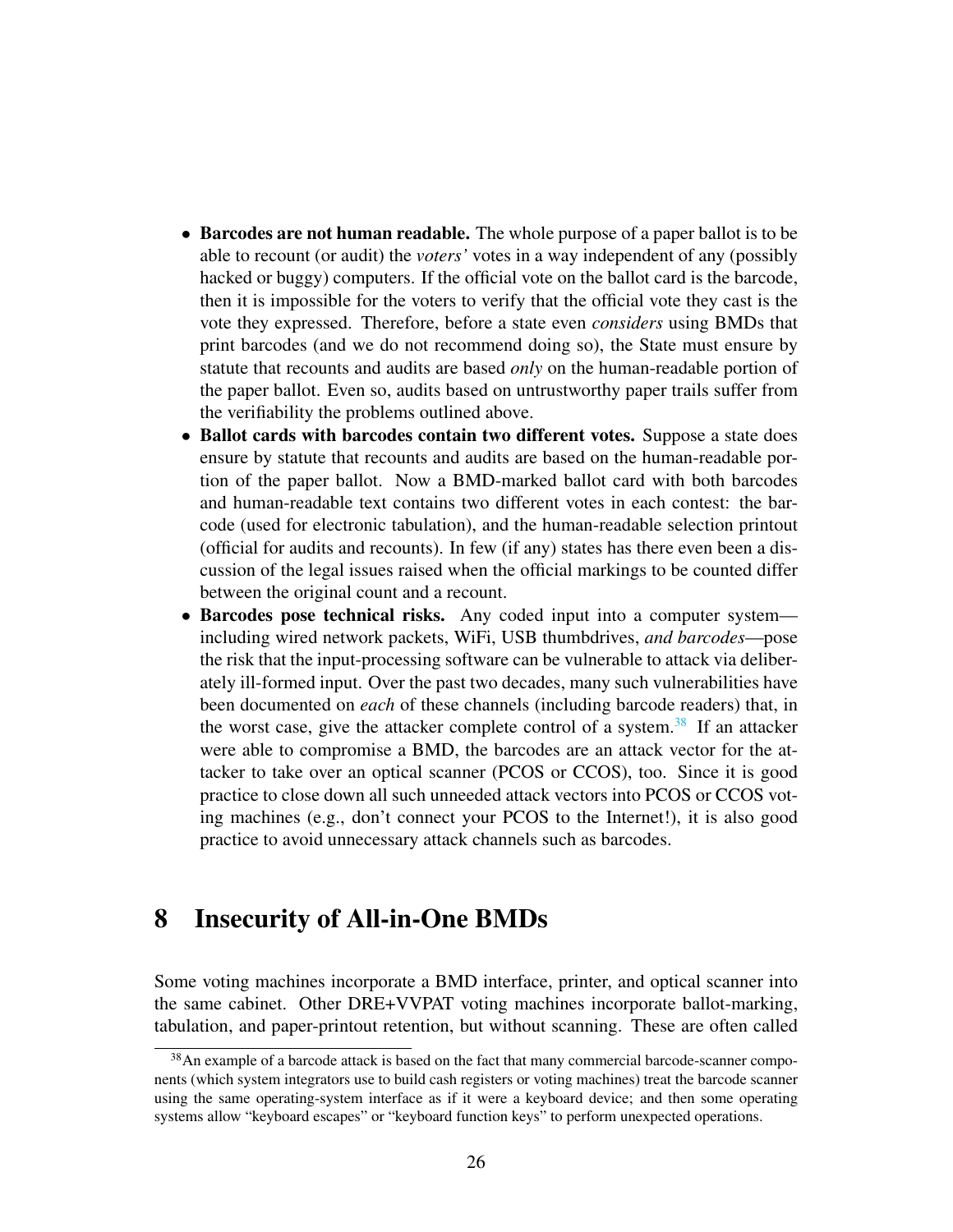- **Barcodes are not human readable.** The whole purpose of a paper ballot is to be able to recount (or audit) the *voters'* votes in a way independent of any (possibly hacked or buggy) computers. If the official vote on the ballot card is the barcode, then it is impossible for the voters to verify that the official vote they cast is the vote they expressed. Therefore, before a state even *considers* using BMDs that print barcodes (and we do not recommend doing so), the State must ensure by statute that recounts and audits are based *only* on the human-readable portion of the paper ballot. Even so, audits based on untrustworthy paper trails suffer from the verifiability the problems outlined above.
- **Ballot cards with barcodes contain two different votes.** Suppose a state does ensure by statute that recounts and audits are based on the human-readable portion of the paper ballot. Now a BMD-marked ballot card with both barcodes and human-readable text contains two different votes in each contest: the barcode (used for electronic tabulation), and the human-readable selection printout (official for audits and recounts). In few (if any) states has there even been a discussion of the legal issues raised when the official markings to be counted differ between the original count and a recount.
- **Barcodes pose technical risks.** Any coded input into a computer system—including wired network packets, WiFi, USB thumbdrives, *and barcodes*—pose the risk that the input-processing software can be vulnerable to attack via deliberately ill-formed input. Over the past two decades, many such vulnerabilities have been documented on *each* of these channels (including barcode readers) that, in the worst case, give the attacker complete control of a system.[38] If an attacker were able to compromise a BMD, the barcodes are an attack vector for the attacker to take over an optical scanner (PCOS or CCOS), too. Since it is good practice to close down all such unneeded attack vectors into PCOS or CCOS voting machines (e.g., don't connect your PCOS to the Internet!), it is also good practice to avoid unnecessary attack channels such as barcodes.

# 8 Insecurity of All-in-One BMDs

Some voting machines incorporate a BMD interface, printer, and optical scanner into the same cabinet. Other DRE+VVPAT voting machines incorporate ballot-marking, tabulation, and paper-printout retention, but without scanning. These are often called

[38] An example of a barcode attack is based on the fact that many commercial barcode-scanner components (which system integrators use to build cash registers or voting machines) treat the barcode scanner using the same operating-system interface as if it were a keyboard device; and then some operating systems allow "keyboard escapes" or "keyboard function keys" to perform unexpected operations.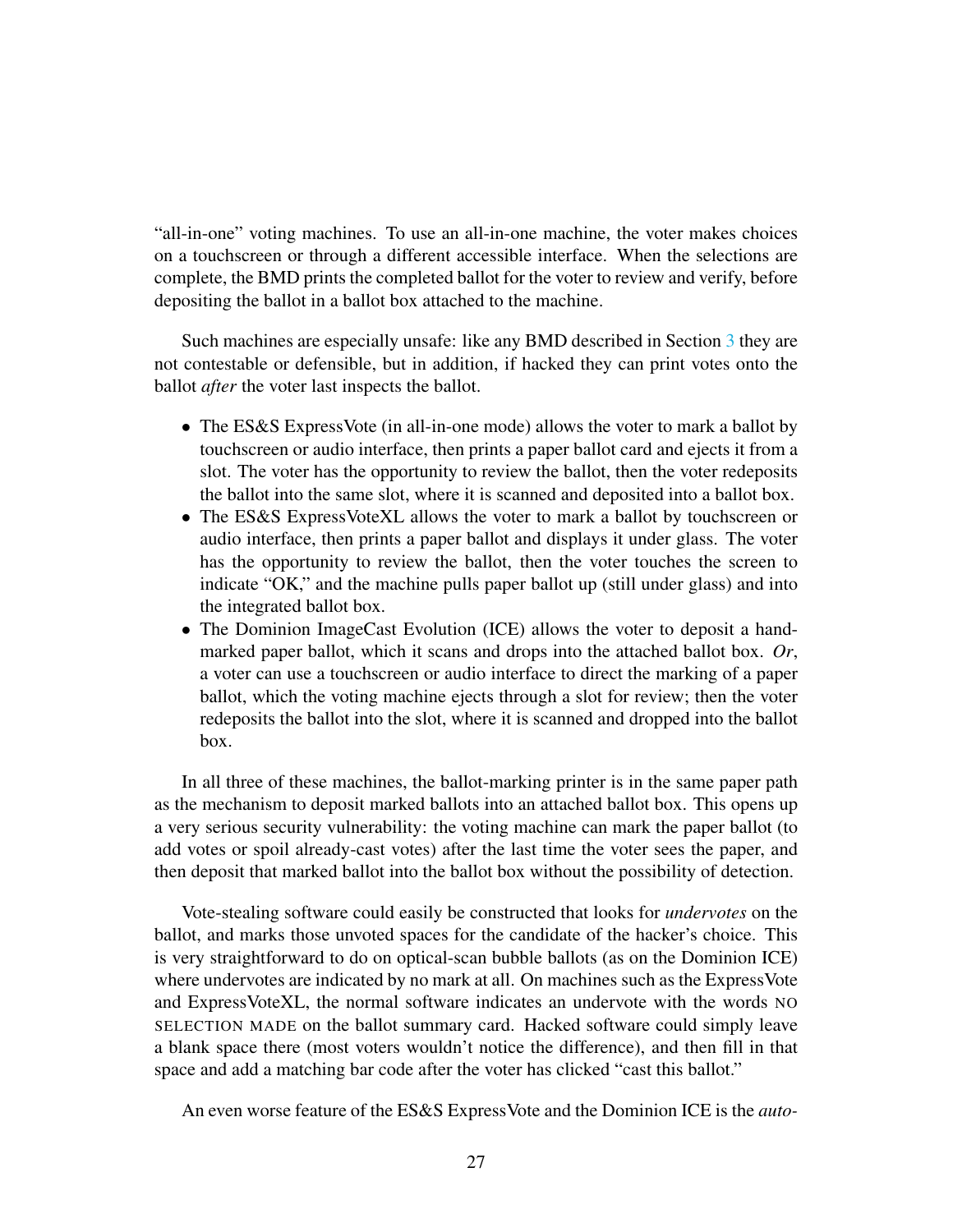"all-in-one" voting machines. To use an all-in-one machine, the voter makes choices on a touchscreen or through a different accessible interface. When the selections are complete, the BMD prints the completed ballot for the voter to review and verify, before depositing the ballot in a ballot box attached to the machine.

Such machines are especially unsafe: like any BMD described in Section 3 they are not contestable or defensible, but in addition, if hacked they can print votes onto the ballot *after* the voter last inspects the ballot.

- The ES&S ExpressVote (in all-in-one mode) allows the voter to mark a ballot by touchscreen or audio interface, then prints a paper ballot card and ejects it from a slot. The voter has the opportunity to review the ballot, then the voter redeposits the ballot into the same slot, where it is scanned and deposited into a ballot box.
- The ES&S ExpressVoteXL allows the voter to mark a ballot by touchscreen or audio interface, then prints a paper ballot and displays it under glass. The voter has the opportunity to review the ballot, then the voter touches the screen to indicate "OK," and the machine pulls paper ballot up (still under glass) and into the integrated ballot box.
- The Dominion ImageCast Evolution (ICE) allows the voter to deposit a hand-marked paper ballot, which it scans and drops into the attached ballot box. *Or*, a voter can use a touchscreen or audio interface to direct the marking of a paper ballot, which the voting machine ejects through a slot for review; then the voter redeposits the ballot into the slot, where it is scanned and dropped into the ballot box.

In all three of these machines, the ballot-marking printer is in the same paper path as the mechanism to deposit marked ballots into an attached ballot box. This opens up a very serious security vulnerability: the voting machine can mark the paper ballot (to add votes or spoil already-cast votes) after the last time the voter sees the paper, and then deposit that marked ballot into the ballot box without the possibility of detection.

Vote-stealing software could easily be constructed that looks for *undervotes* on the ballot, and marks those unvoted spaces for the candidate of the hacker's choice. This is very straightforward to do on optical-scan bubble ballots (as on the Dominion ICE) where undervotes are indicated by no mark at all. On machines such as the ExpressVote and ExpressVoteXL, the normal software indicates an undervote with the words NO SELECTION MADE on the ballot summary card. Hacked software could simply leave a blank space there (most voters wouldn't notice the difference), and then fill in that space and add a matching bar code after the voter has clicked "cast this ballot."

An even worse feature of the ES&S ExpressVote and the Dominion ICE is the *auto-*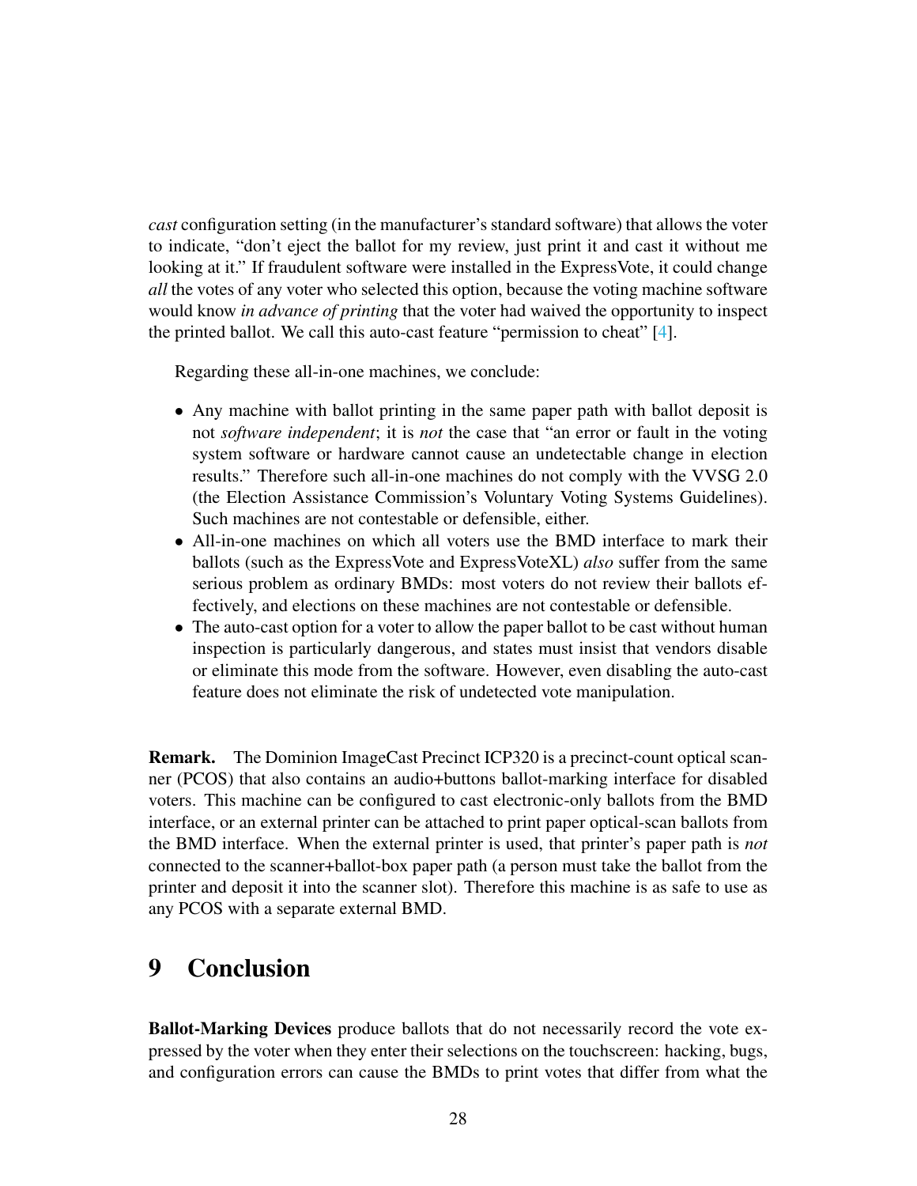*cast* configuration setting (in the manufacturer's standard software) that allows the voter to indicate, "don't eject the ballot for my review, just print it and cast it without me looking at it." If fraudulent software were installed in the ExpressVote, it could change *all* the votes of any voter who selected this option, because the voting machine software would know *in advance of printing* that the voter had waived the opportunity to inspect the printed ballot. We call this auto-cast feature "permission to cheat" [4].

Regarding these all-in-one machines, we conclude:

- Any machine with ballot printing in the same paper path with ballot deposit is not *software independent*; it is *not* the case that "an error or fault in the voting system software or hardware cannot cause an undetectable change in election results." Therefore such all-in-one machines do not comply with the VVSG 2.0 (the Election Assistance Commission's Voluntary Voting Systems Guidelines). Such machines are not contestable or defensible, either.
- All-in-one machines on which all voters use the BMD interface to mark their ballots (such as the ExpressVote and ExpressVoteXL) *also* suffer from the same serious problem as ordinary BMDs: most voters do not review their ballots effectively, and elections on these machines are not contestable or defensible.
- The auto-cast option for a voter to allow the paper ballot to be cast without human inspection is particularly dangerous, and states must insist that vendors disable or eliminate this mode from the software. However, even disabling the auto-cast feature does not eliminate the risk of undetected vote manipulation.

**Remark.** The Dominion ImageCast Precinct ICP320 is a precinct-count optical scanner (PCOS) that also contains an audio+buttons ballot-marking interface for disabled voters. This machine can be configured to cast electronic-only ballots from the BMD interface, or an external printer can be attached to print paper optical-scan ballots from the BMD interface. When the external printer is used, that printer's paper path is *not* connected to the scanner+ballot-box paper path (a person must take the ballot from the printer and deposit it into the scanner slot). Therefore this machine is as safe to use as any PCOS with a separate external BMD.

# 9 Conclusion

**Ballot-Marking Devices** produce ballots that do not necessarily record the vote expressed by the voter when they enter their selections on the touchscreen: hacking, bugs, and configuration errors can cause the BMDs to print votes that differ from what the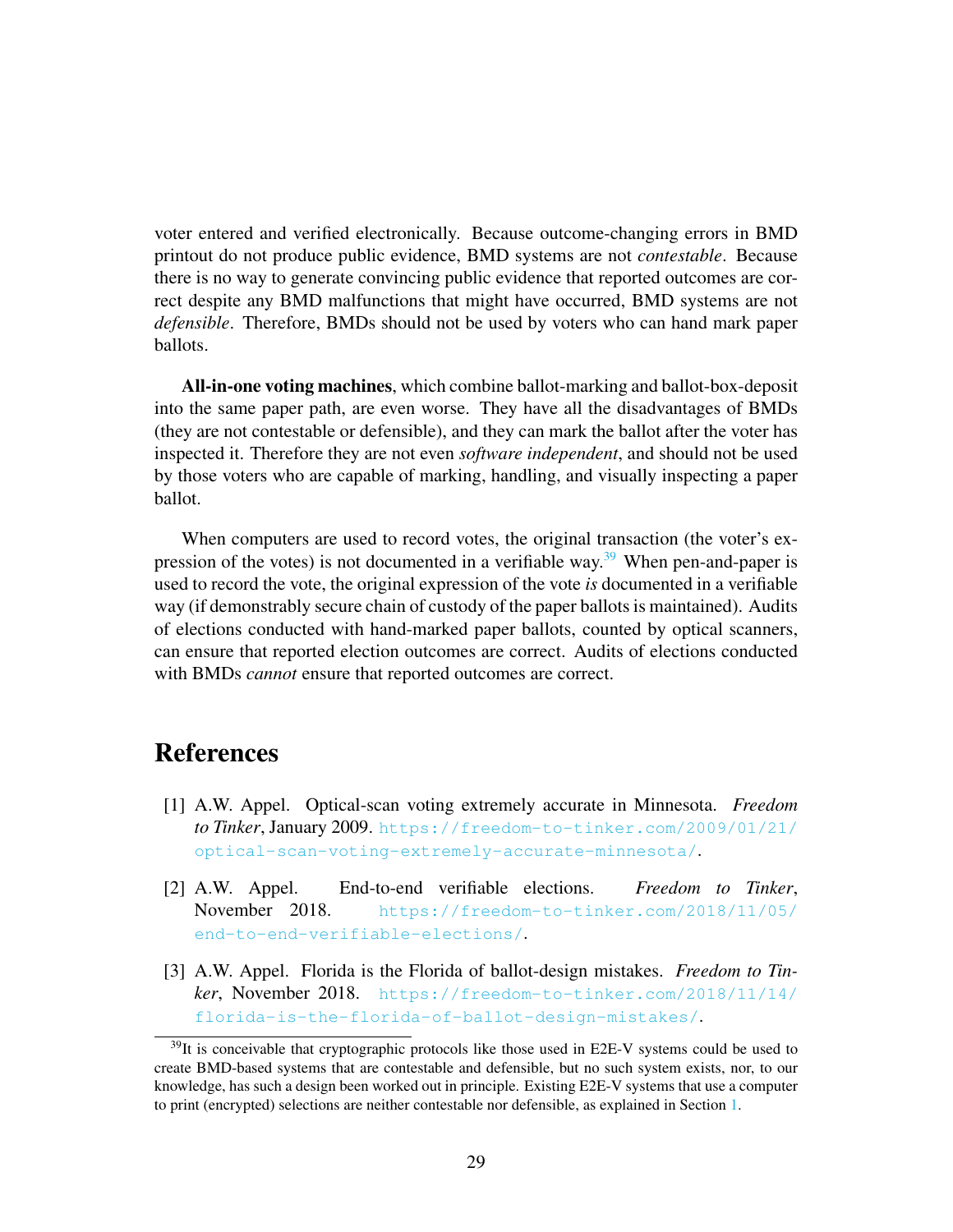voter entered and verified electronically. Because outcome-changing errors in BMD printout do not produce public evidence, BMD systems are not *contestable*. Because there is no way to generate convincing public evidence that reported outcomes are correct despite any BMD malfunctions that might have occurred, BMD systems are not *defensible*. Therefore, BMDs should not be used by voters who can hand mark paper ballots.

**All-in-one voting machines**, which combine ballot-marking and ballot-box-deposit into the same paper path, are even worse. They have all the disadvantages of BMDs (they are not contestable or defensible), and they can mark the ballot after the voter has inspected it. Therefore they are not even *software independent*, and should not be used by those voters who are capable of marking, handling, and visually inspecting a paper ballot.

When computers are used to record votes, the original transaction (the voter's expression of the votes) is not documented in a verifiable way.[39] When pen-and-paper is used to record the vote, the original expression of the vote *is* documented in a verifiable way (if demonstrably secure chain of custody of the paper ballots is maintained). Audits of elections conducted with hand-marked paper ballots, counted by optical scanners, can ensure that reported election outcomes are correct. Audits of elections conducted with BMDs *cannot* ensure that reported outcomes are correct.

# References

[1] A.W. Appel. Optical-scan voting extremely accurate in Minnesota. *Freedom to Tinker*, January 2009. https://freedom-to-tinker.com/2009/01/21/optical-scan-voting-extremely-accurate-minnesota/.

[2] A.W. Appel. End-to-end verifiable elections. *Freedom to Tinker*, November 2018. https://freedom-to-tinker.com/2018/11/05/end-to-end-verifiable-elections/.

[3] A.W. Appel. Florida is the Florida of ballot-design mistakes. *Freedom to Tinker*, November 2018. https://freedom-to-tinker.com/2018/11/14/florida-is-the-florida-of-ballot-design-mistakes/.

[39] It is conceivable that cryptographic protocols like those used in E2E-V systems could be used to create BMD-based systems that are contestable and defensible, but no such system exists, nor, to our knowledge, has such a design been worked out in principle. Existing E2E-V systems that use a computer to print (encrypted) selections are neither contestable nor defensible, as explained in Section 1.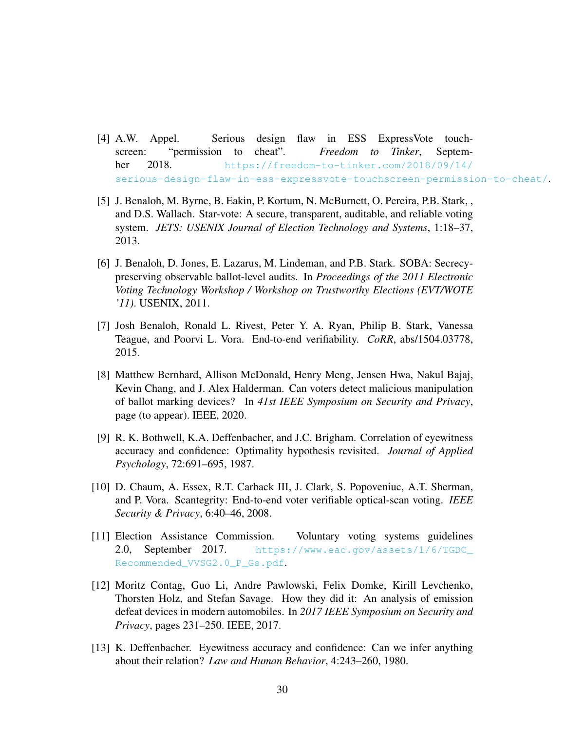[4] A.W. Appel. Serious design flaw in ESS ExpressVote touchscreen: "permission to cheat". *Freedom to Tinker*, September 2018. https://freedom-to-tinker.com/2018/09/14/serious-design-flaw-in-ess-expressvote-touchscreen-permission-to-cheat/.

[5] J. Benaloh, M. Byrne, B. Eakin, P. Kortum, N. McBurnett, O. Pereira, P.B. Stark, , and D.S. Wallach. Star-vote: A secure, transparent, auditable, and reliable voting system. *JETS: USENIX Journal of Election Technology and Systems*, 1:18–37, 2013.

[6] J. Benaloh, D. Jones, E. Lazarus, M. Lindeman, and P.B. Stark. SOBA: Secrecy-preserving observable ballot-level audits. In *Proceedings of the 2011 Electronic Voting Technology Workshop / Workshop on Trustworthy Elections (EVT/WOTE '11)*. USENIX, 2011.

[7] Josh Benaloh, Ronald L. Rivest, Peter Y. A. Ryan, Philip B. Stark, Vanessa Teague, and Poorvi L. Vora. End-to-end verifiability. *CoRR*, abs/1504.03778, 2015.

[8] Matthew Bernhard, Allison McDonald, Henry Meng, Jensen Hwa, Nakul Bajaj, Kevin Chang, and J. Alex Halderman. Can voters detect malicious manipulation of ballot marking devices? In *41st IEEE Symposium on Security and Privacy*, page (to appear). IEEE, 2020.

[9] R. K. Bothwell, K.A. Deffenbacher, and J.C. Brigham. Correlation of eyewitness accuracy and confidence: Optimality hypothesis revisited. *Journal of Applied Psychology*, 72:691–695, 1987.

[10] D. Chaum, A. Essex, R.T. Carback III, J. Clark, S. Popoveniuc, A.T. Sherman, and P. Vora. Scantegrity: End-to-end voter verifiable optical-scan voting. *IEEE Security & Privacy*, 6:40–46, 2008.

[11] Election Assistance Commission. Voluntary voting systems guidelines 2.0, September 2017. https://www.eac.gov/assets/1/6/TGDC_Recommended_VVSG2.0_P_Gs.pdf.

[12] Moritz Contag, Guo Li, Andre Pawlowski, Felix Domke, Kirill Levchenko, Thorsten Holz, and Stefan Savage. How they did it: An analysis of emission defeat devices in modern automobiles. In *2017 IEEE Symposium on Security and Privacy*, pages 231–250. IEEE, 2017.

[13] K. Deffenbacher. Eyewitness accuracy and confidence: Can we infer anything about their relation? *Law and Human Behavior*, 4:243–260, 1980.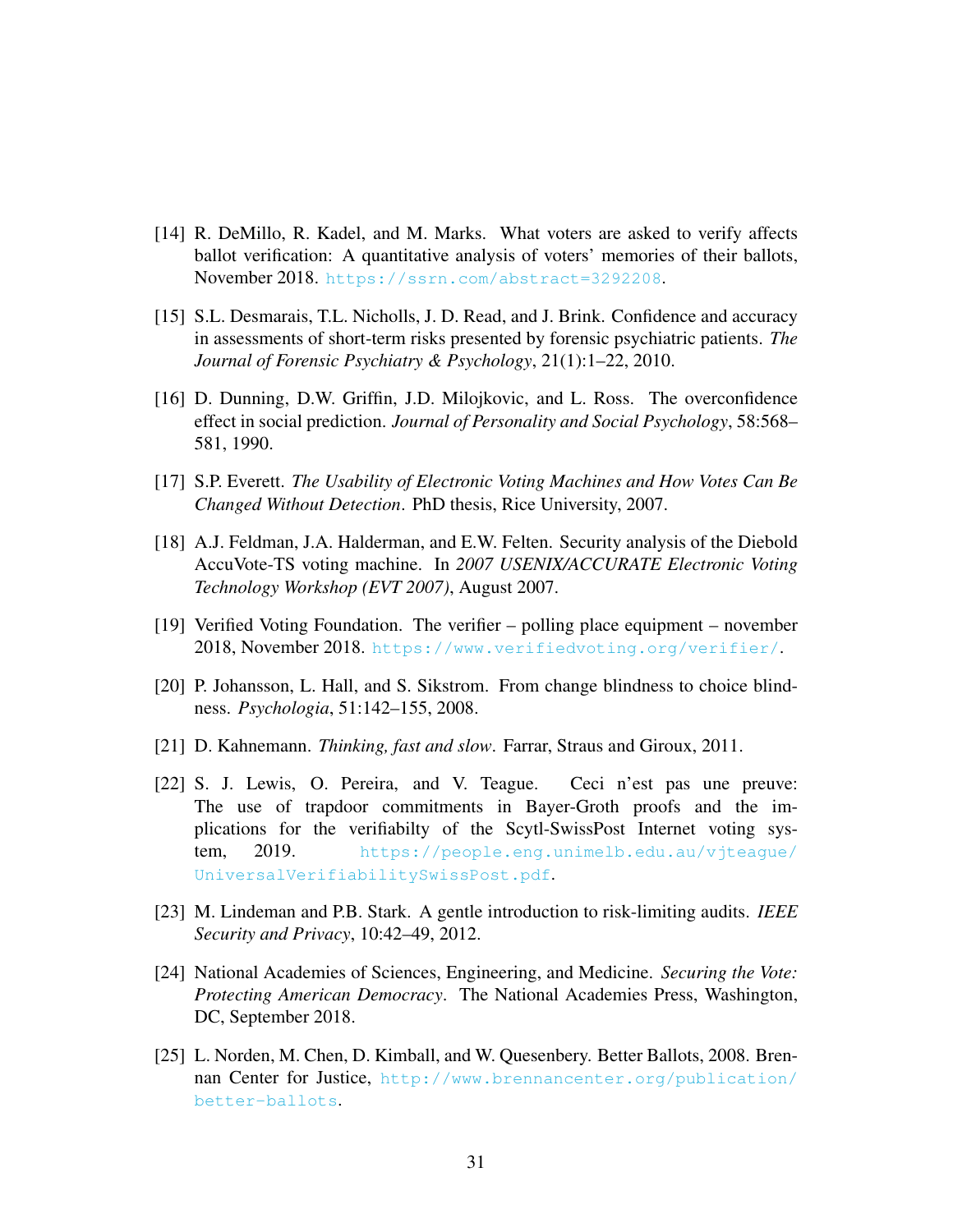[14] R. DeMillo, R. Kadel, and M. Marks. What voters are asked to verify affects ballot verification: A quantitative analysis of voters' memories of their ballots, November 2018. https://ssrn.com/abstract=3292208.

[15] S.L. Desmarais, T.L. Nicholls, J. D. Read, and J. Brink. Confidence and accuracy in assessments of short-term risks presented by forensic psychiatric patients. *The Journal of Forensic Psychiatry & Psychology*, 21(1):1–22, 2010.

[16] D. Dunning, D.W. Griffin, J.D. Milojkovic, and L. Ross. The overconfidence effect in social prediction. *Journal of Personality and Social Psychology*, 58:568–581, 1990.

[17] S.P. Everett. *The Usability of Electronic Voting Machines and How Votes Can Be Changed Without Detection*. PhD thesis, Rice University, 2007.

[18] A.J. Feldman, J.A. Halderman, and E.W. Felten. Security analysis of the Diebold AccuVote-TS voting machine. In *2007 USENIX/ACCURATE Electronic Voting Technology Workshop (EVT 2007)*, August 2007.

[19] Verified Voting Foundation. The verifier – polling place equipment – november 2018, November 2018. https://www.verifiedvoting.org/verifier/.

[20] P. Johansson, L. Hall, and S. Sikstrom. From change blindness to choice blindness. *Psychologia*, 51:142–155, 2008.

[21] D. Kahnemann. *Thinking, fast and slow*. Farrar, Straus and Giroux, 2011.

[22] S. J. Lewis, O. Pereira, and V. Teague. Ceci n'est pas une preuve: The use of trapdoor commitments in Bayer-Groth proofs and the implications for the verifiabilty of the Scytl-SwissPost Internet voting system, 2019. https://people.eng.unimelb.edu.au/vjteague/UniversalVerifiabilitySwissPost.pdf.

[23] M. Lindeman and P.B. Stark. A gentle introduction to risk-limiting audits. *IEEE Security and Privacy*, 10:42–49, 2012.

[24] National Academies of Sciences, Engineering, and Medicine. *Securing the Vote: Protecting American Democracy*. The National Academies Press, Washington, DC, September 2018.

[25] L. Norden, M. Chen, D. Kimball, and W. Quesenbery. Better Ballots, 2008. Brennan Center for Justice, http://www.brennancenter.org/publication/better-ballots.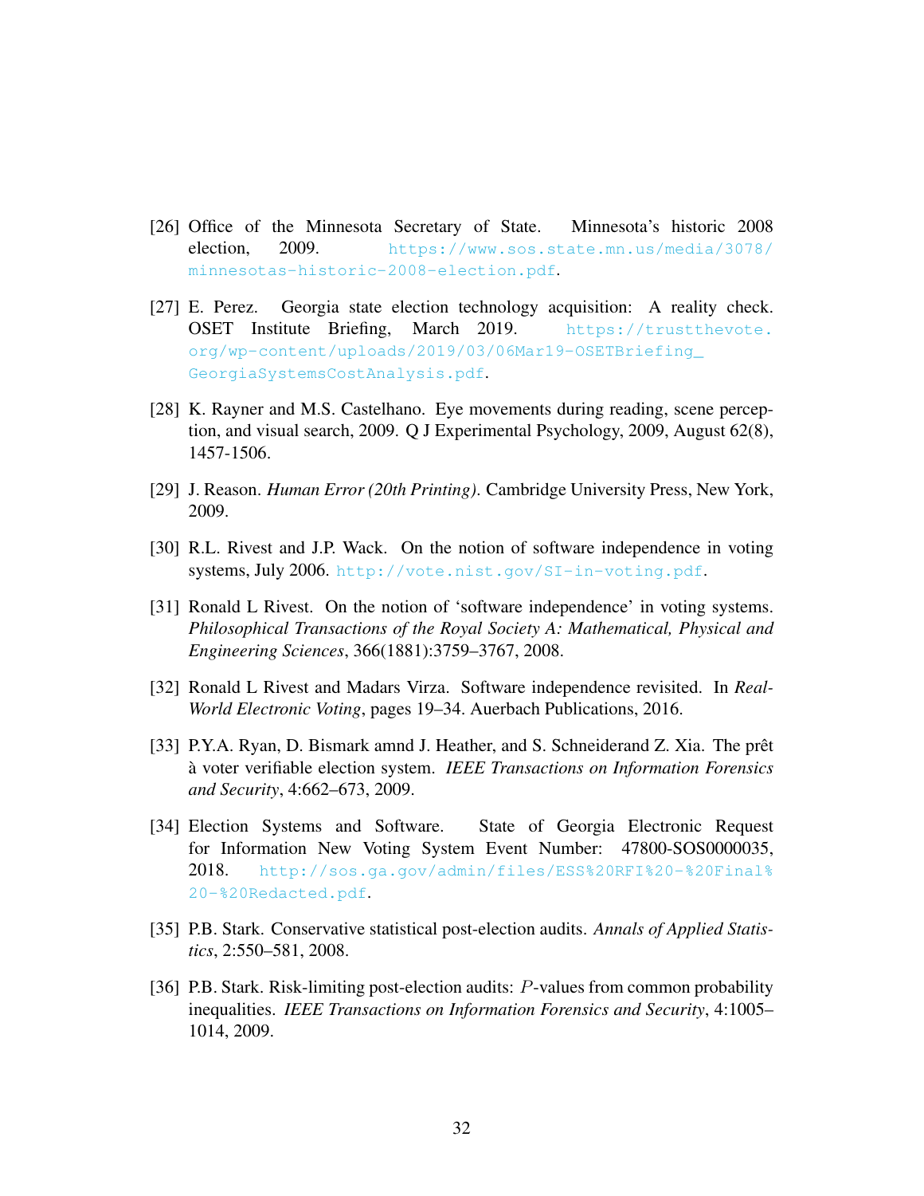- [26] Office of the Minnesota Secretary of State. Minnesota's historic 2008 election, 2009. https://www.sos.state.mn.us/media/3078/minnesotas-historic-2008-election.pdf.

- [27] E. Perez. Georgia state election technology acquisition: A reality check. OSET Institute Briefing, March 2019. https://trustthevote.org/wp-content/uploads/2019/03/06Mar19-OSETBriefing_GeorgiaSystemsCostAnalysis.pdf.

- [28] K. Rayner and M.S. Castelhano. Eye movements during reading, scene perception, and visual search, 2009. Q J Experimental Psychology, 2009, August 62(8), 1457-1506.

- [29] J. Reason. *Human Error (20th Printing)*. Cambridge University Press, New York, 2009.

- [30] R.L. Rivest and J.P. Wack. On the notion of software independence in voting systems, July 2006. http://vote.nist.gov/SI-in-voting.pdf.

- [31] Ronald L Rivest. On the notion of 'software independence' in voting systems. *Philosophical Transactions of the Royal Society A: Mathematical, Physical and Engineering Sciences*, 366(1881):3759–3767, 2008.

- [32] Ronald L Rivest and Madars Virza. Software independence revisited. In *Real-World Electronic Voting*, pages 19–34. Auerbach Publications, 2016.

- [33] P.Y.A. Ryan, D. Bismark amnd J. Heather, and S. Schneiderand Z. Xia. The prêt à voter verifiable election system. *IEEE Transactions on Information Forensics and Security*, 4:662–673, 2009.

- [34] Election Systems and Software. State of Georgia Electronic Request for Information New Voting System Event Number: 47800-SOS0000035, 2018. http://sos.ga.gov/admin/files/ESS%20RFI%20-%20Final%20-%20Redacted.pdf.

- [35] P.B. Stark. Conservative statistical post-election audits. *Annals of Applied Statistics*, 2:550–581, 2008.

- [36] P.B. Stark. Risk-limiting post-election audits: $P$-values from common probability inequalities. *IEEE Transactions on Information Forensics and Security*, 4:1005–1014, 2009.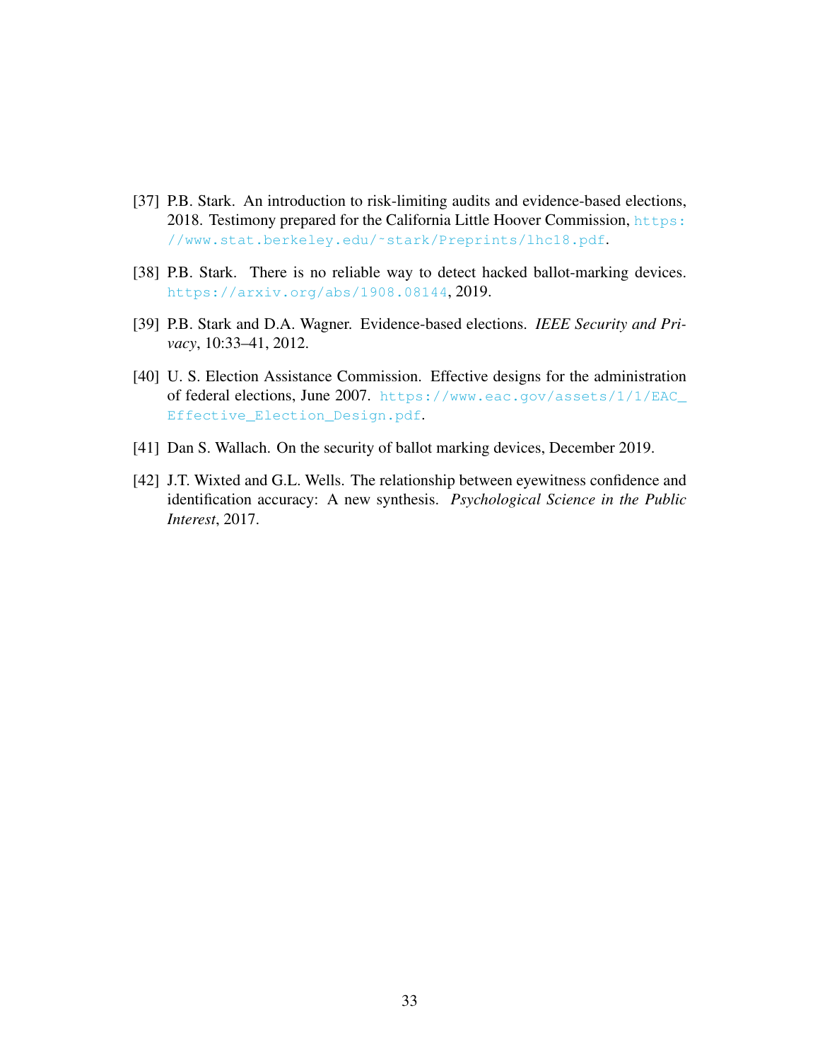[37] P.B. Stark. An introduction to risk-limiting audits and evidence-based elections, 2018. Testimony prepared for the California Little Hoover Commission, https://www.stat.berkeley.edu/~stark/Preprints/lhc18.pdf.

[38] P.B. Stark. There is no reliable way to detect hacked ballot-marking devices. https://arxiv.org/abs/1908.08144, 2019.

[39] P.B. Stark and D.A. Wagner. Evidence-based elections. *IEEE Security and Privacy*, 10:33–41, 2012.

[40] U. S. Election Assistance Commission. Effective designs for the administration of federal elections, June 2007. https://www.eac.gov/assets/1/1/EAC_Effective_Election_Design.pdf.

[41] Dan S. Wallach. On the security of ballot marking devices, December 2019.

[42] J.T. Wixted and G.L. Wells. The relationship between eyewitness confidence and identification accuracy: A new synthesis. *Psychological Science in the Public Interest*, 2017.